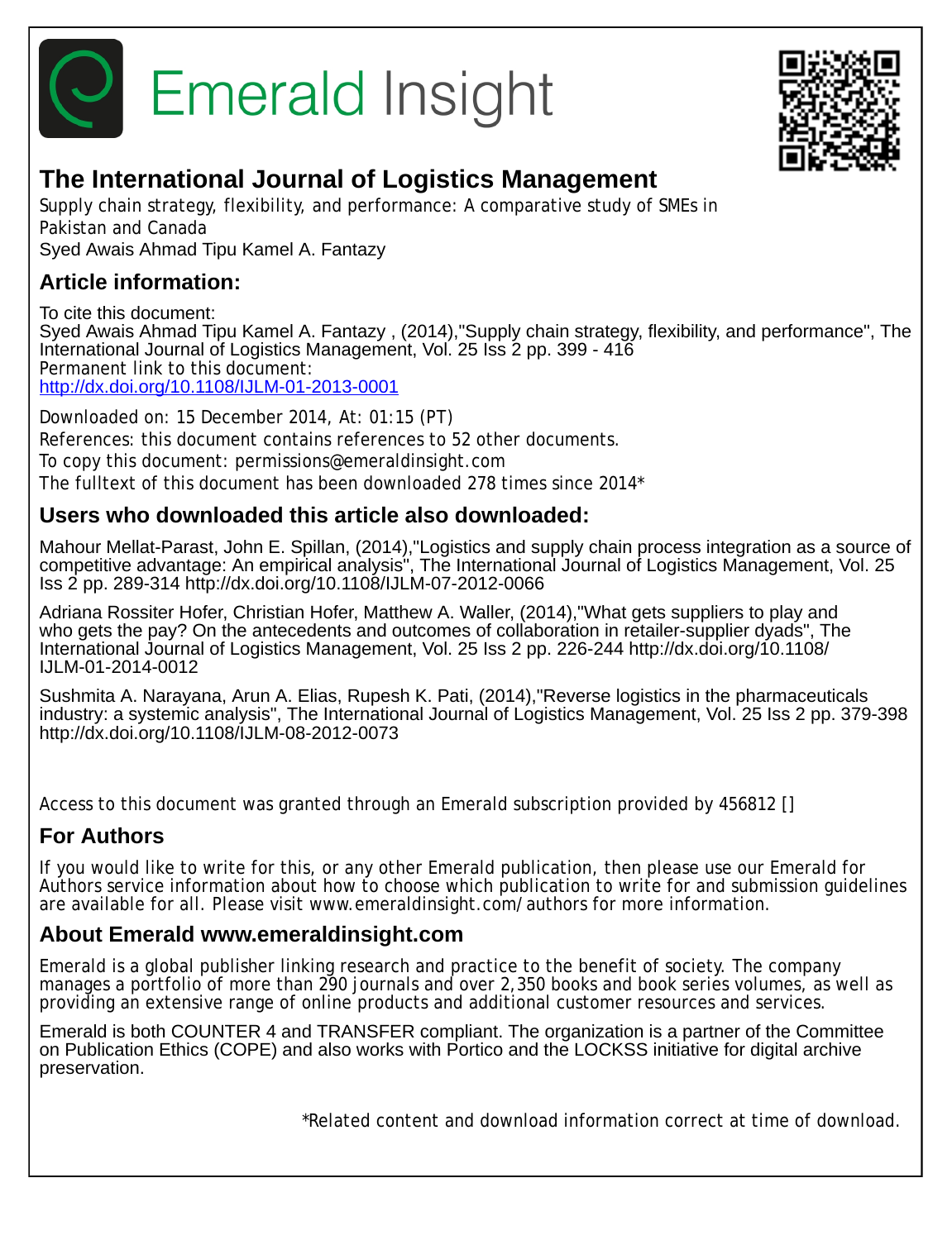# Emerald Insight

## The International Journal of Logistics Management

Supply chain strategy, flexibility, and performance: A comparative study of SMEs in Pakistan and Canada

Syed Awais Ahmad Tipu Kamel A. Fantazy

## Article information:

To cite this document:

Syed Awais Ahmad Tipu Kamel A. Fantazy , (2014),"Supply chain strategy, flexibility, and performance", The International Journal of Logistics Management, Vol. 25 Iss 2 pp. 399 - 416

Permanent link to this document:

http://dx.doi.org/10.1108/IJLM-01-2013-0001

Downloaded on: 15 December 2014, At: 01:15 (PT)

References: this document contains references to 52 other documents.

To copy this document: permissions@emeraldinsight.com

The fulltext of this document has been downloaded 278 times since 2014*

## Users who downloaded this article also downloaded:

Mahour Mellat-Parast, John E. Spillan, (2014),"Logistics and supply chain process integration as a source of competitive advantage: An empirical analysis", The International Journal of Logistics Management, Vol. 25 Iss 2 pp. 289-314 http://dx.doi.org/10.1108/IJLM-07-2012-0066

Adriana Rossiter Hofer, Christian Hofer, Matthew A. Waller, (2014),"What gets suppliers to play and who gets the pay? On the antecedents and outcomes of collaboration in retailer-supplier dyads", The International Journal of Logistics Management, Vol. 25 Iss 2 pp. 226-244 http://dx.doi.org/10.1108/IJLM-01-2014-0012

Sushmita A. Narayana, Arun A. Elias, Rupesh K. Pati, (2014),"Reverse logistics in the pharmaceuticals industry: a systemic analysis", The International Journal of Logistics Management, Vol. 25 Iss 2 pp. 379-398 http://dx.doi.org/10.1108/IJLM-08-2012-0073

Access to this document was granted through an Emerald subscription provided by 456812 []

## For Authors

If you would like to write for this, or any other Emerald publication, then please use our Emerald for Authors service information about how to choose which publication to write for and submission guidelines are available for all. Please visit www.emeraldinsight.com/authors for more information.

## About Emerald www.emeraldinsight.com

Emerald is a global publisher linking research and practice to the benefit of society. The company manages a portfolio of more than 290 journals and over 2,350 books and book series volumes, as well as providing an extensive range of online products and additional customer resources and services.

Emerald is both COUNTER 4 and TRANSFER compliant. The organization is a partner of the Committee on Publication Ethics (COPE) and also works with Portico and the LOCKSS initiative for digital archive preservation.

*Related content and download information correct at time of download.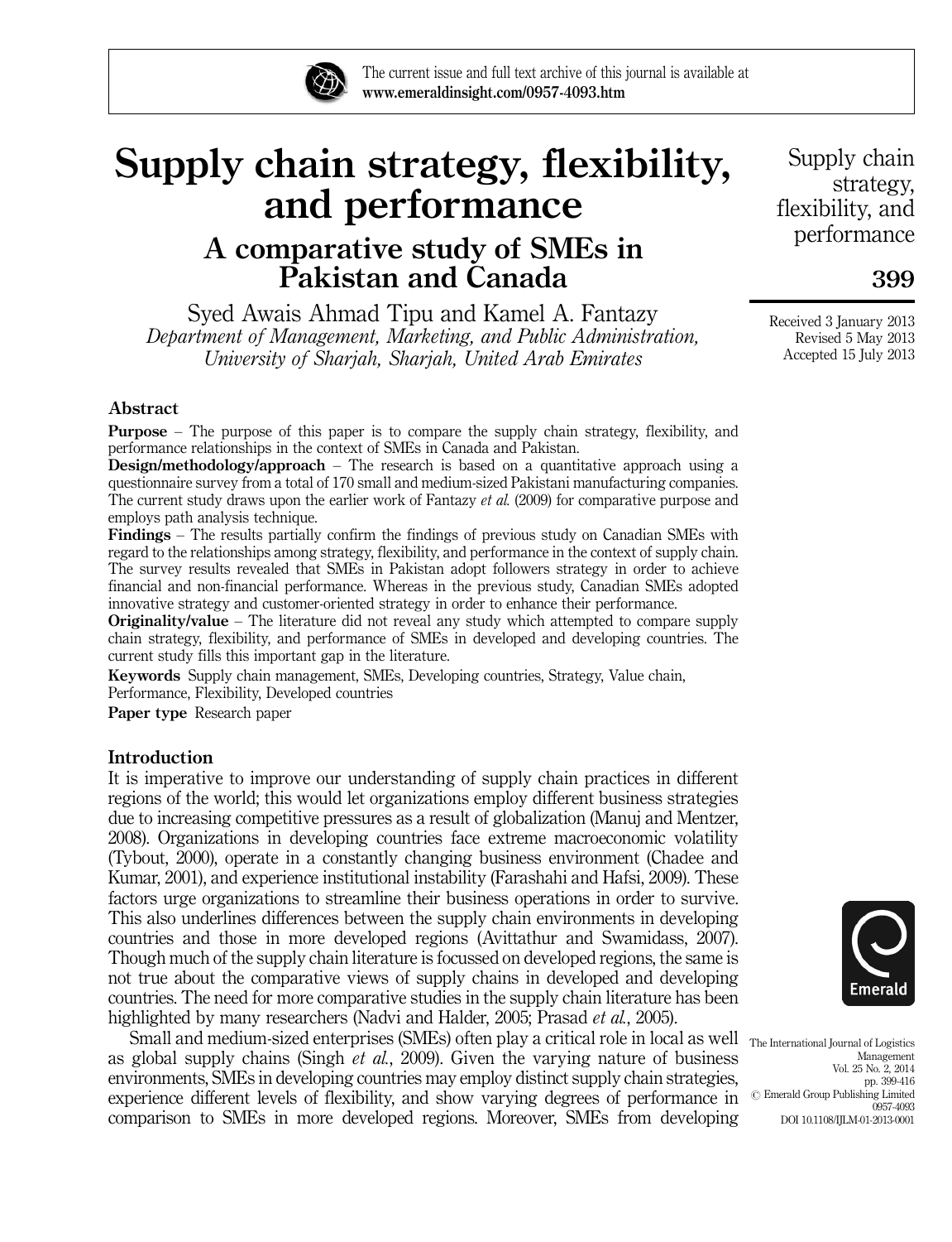# Supply chain strategy, flexibility, and performance

## A comparative study of SMEs in Pakistan and Canada

Syed Awais Ahmad Tipu and Kamel A. Fantazy

*Department of Management, Marketing, and Public Administration, University of Sharjah, Sharjah, United Arab Emirates*

Received 3 January 2013
Revised 5 May 2013
Accepted 15 July 2013

### Abstract

**Purpose** – The purpose of this paper is to compare the supply chain strategy, flexibility, and performance relationships in the context of SMEs in Canada and Pakistan.

**Design/methodology/approach** – The research is based on a quantitative approach using a questionnaire survey from a total of 170 small and medium-sized Pakistani manufacturing companies. The current study draws upon the earlier work of Fantazy *et al.* (2009) for comparative purpose and employs path analysis technique.

**Findings** – The results partially confirm the findings of previous study on Canadian SMEs with regard to the relationships among strategy, flexibility, and performance in the context of supply chain. The survey results revealed that SMEs in Pakistan adopt followers strategy in order to achieve financial and non-financial performance. Whereas in the previous study, Canadian SMEs adopted innovative strategy and customer-oriented strategy in order to enhance their performance.

**Originality/value** – The literature did not reveal any study which attempted to compare supply chain strategy, flexibility, and performance of SMEs in developed and developing countries. The current study fills this important gap in the literature.

**Keywords** Supply chain management, SMEs, Developing countries, Strategy, Value chain, Performance, Flexibility, Developed countries

**Paper type** Research paper

### Introduction

It is imperative to improve our understanding of supply chain practices in different regions of the world; this would let organizations employ different business strategies due to increasing competitive pressures as a result of globalization (Manuj and Mentzer, 2008). Organizations in developing countries face extreme macroeconomic volatility (Tybout, 2000), operate in a constantly changing business environment (Chadee and Kumar, 2001), and experience institutional instability (Farashahi and Hafsi, 2009). These factors urge organizations to streamline their business operations in order to survive. This also underlines differences between the supply chain environments in developing countries and those in more developed regions (Avittathur and Swamidass, 2007). Though much of the supply chain literature is focussed on developed regions, the same is not true about the comparative views of supply chains in developed and developing countries. The need for more comparative studies in the supply chain literature has been highlighted by many researchers (Nadvi and Halder, 2005; Prasad *et al.*, 2005).

Small and medium-sized enterprises (SMEs) often play a critical role in local as well as global supply chains (Singh *et al.*, 2009). Given the varying nature of business environments, SMEs in developing countries may employ distinct supply chain strategies, experience different levels of flexibility, and show varying degrees of performance in comparison to SMEs in more developed regions. Moreover, SMEs from developing

The International Journal of Logistics Management
Vol. 25 No. 2, 2014
pp. 399-416
© Emerald Group Publishing Limited
0957-4093
DOI 10.1108/IJLM-01-2013-0001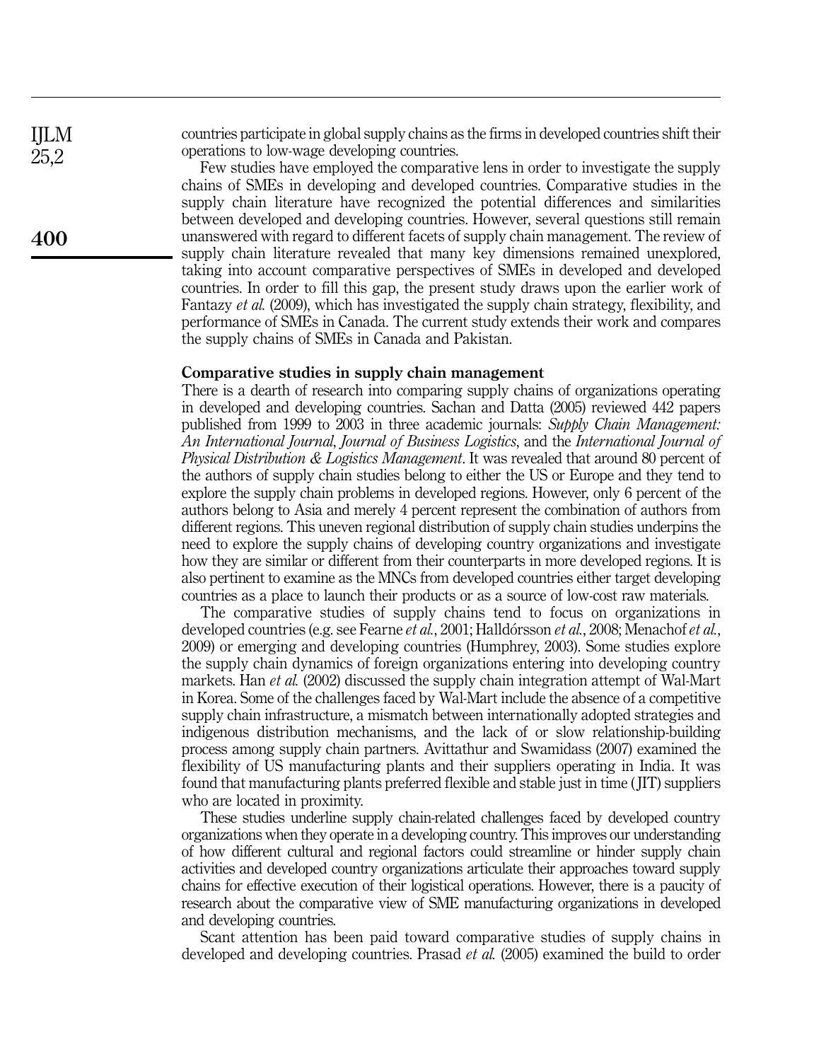countries participate in global supply chains as the firms in developed countries shift their operations to low-wage developing countries.

Few studies have employed the comparative lens in order to investigate the supply chains of SMEs in developing and developed countries. Comparative studies in the supply chain literature have recognized the potential differences and similarities between developed and developing countries. However, several questions still remain unanswered with regard to different facets of supply chain management. The review of supply chain literature revealed that many key dimensions remained unexplored, taking into account comparative perspectives of SMEs in developed and developed countries. In order to fill this gap, the present study draws upon the earlier work of Fantazy *et al.* (2009), which has investigated the supply chain strategy, flexibility, and performance of SMEs in Canada. The current study extends their work and compares the supply chains of SMEs in Canada and Pakistan.

## Comparative studies in supply chain management

There is a dearth of research into comparing supply chains of organizations operating in developed and developing countries. Sachan and Datta (2005) reviewed 442 papers published from 1999 to 2003 in three academic journals: *Supply Chain Management: An International Journal*, *Journal of Business Logistics*, and the *International Journal of Physical Distribution & Logistics Management*. It was revealed that around 80 percent of the authors of supply chain studies belong to either the US or Europe and they tend to explore the supply chain problems in developed regions. However, only 6 percent of the authors belong to Asia and merely 4 percent represent the combination of authors from different regions. This uneven regional distribution of supply chain studies underpins the need to explore the supply chains of developing country organizations and investigate how they are similar or different from their counterparts in more developed regions. It is also pertinent to examine as the MNCs from developed countries either target developing countries as a place to launch their products or as a source of low-cost raw materials.

The comparative studies of supply chains tend to focus on organizations in developed countries (e.g. see Fearne *et al.*, 2001; Halldórsson *et al.*, 2008; Menachof *et al.*, 2009) or emerging and developing countries (Humphrey, 2003). Some studies explore the supply chain dynamics of foreign organizations entering into developing country markets. Han *et al.* (2002) discussed the supply chain integration attempt of Wal-Mart in Korea. Some of the challenges faced by Wal-Mart include the absence of a competitive supply chain infrastructure, a mismatch between internationally adopted strategies and indigenous distribution mechanisms, and the lack of or slow relationship-building process among supply chain partners. Avittathur and Swamidass (2007) examined the flexibility of US manufacturing plants and their suppliers operating in India. It was found that manufacturing plants preferred flexible and stable just in time (JIT) suppliers who are located in proximity.

These studies underline supply chain-related challenges faced by developed country organizations when they operate in a developing country. This improves our understanding of how different cultural and regional factors could streamline or hinder supply chain activities and developed country organizations articulate their approaches toward supply chains for effective execution of their logistical operations. However, there is a paucity of research about the comparative view of SME manufacturing organizations in developed and developing countries.

Scant attention has been paid toward comparative studies of supply chains in developed and developing countries. Prasad *et al.* (2005) examined the build to order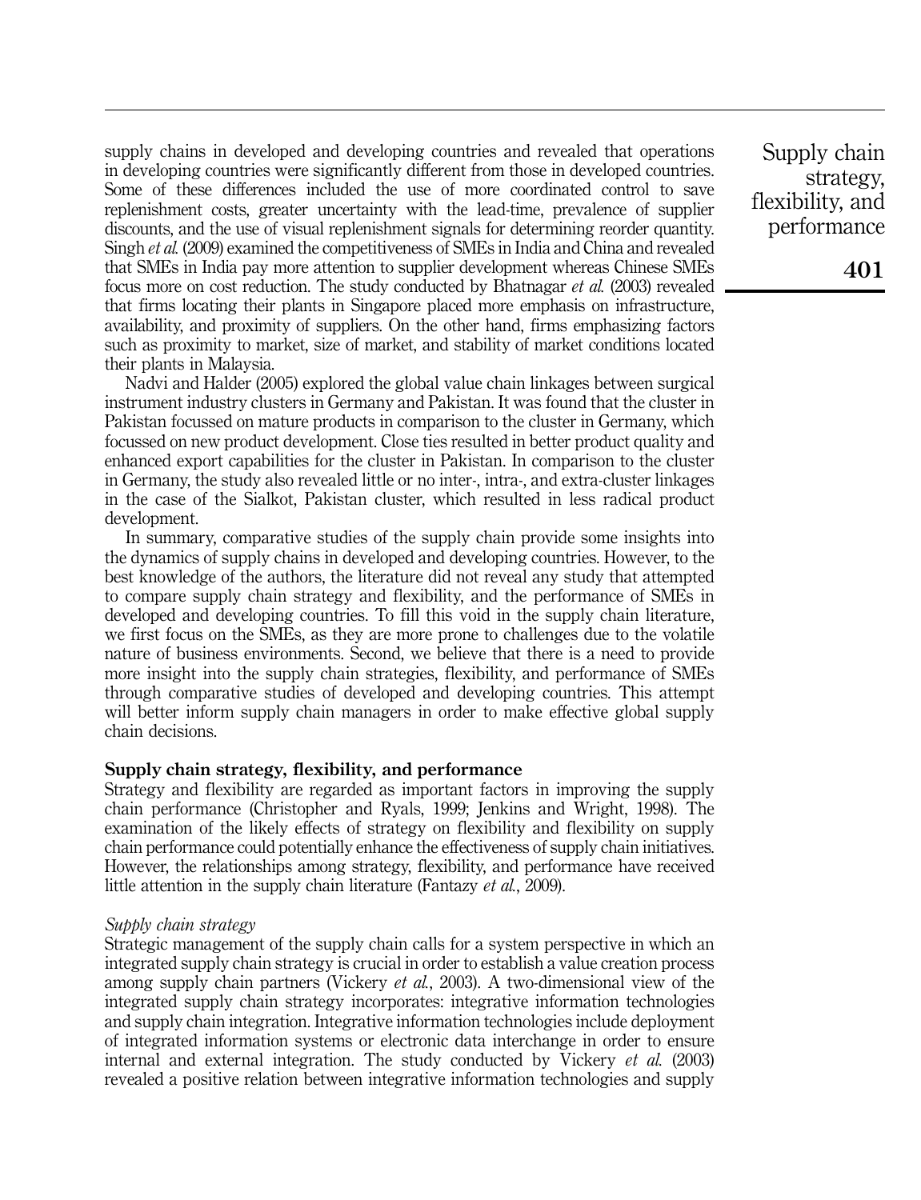supply chains in developed and developing countries and revealed that operations in developing countries were significantly different from those in developed countries. Some of these differences included the use of more coordinated control to save replenishment costs, greater uncertainty with the lead-time, prevalence of supplier discounts, and the use of visual replenishment signals for determining reorder quantity. Singh *et al.* (2009) examined the competitiveness of SMEs in India and China and revealed that SMEs in India pay more attention to supplier development whereas Chinese SMEs focus more on cost reduction. The study conducted by Bhatnagar *et al.* (2003) revealed that firms locating their plants in Singapore placed more emphasis on infrastructure, availability, and proximity of suppliers. On the other hand, firms emphasizing factors such as proximity to market, size of market, and stability of market conditions located their plants in Malaysia.

Nadvi and Halder (2005) explored the global value chain linkages between surgical instrument industry clusters in Germany and Pakistan. It was found that the cluster in Pakistan focussed on mature products in comparison to the cluster in Germany, which focussed on new product development. Close ties resulted in better product quality and enhanced export capabilities for the cluster in Pakistan. In comparison to the cluster in Germany, the study also revealed little or no inter-, intra-, and extra-cluster linkages in the case of the Sialkot, Pakistan cluster, which resulted in less radical product development.

In summary, comparative studies of the supply chain provide some insights into the dynamics of supply chains in developed and developing countries. However, to the best knowledge of the authors, the literature did not reveal any study that attempted to compare supply chain strategy and flexibility, and the performance of SMEs in developed and developing countries. To fill this void in the supply chain literature, we first focus on the SMEs, as they are more prone to challenges due to the volatile nature of business environments. Second, we believe that there is a need to provide more insight into the supply chain strategies, flexibility, and performance of SMEs through comparative studies of developed and developing countries. This attempt will better inform supply chain managers in order to make effective global supply chain decisions.

## Supply chain strategy, flexibility, and performance

Strategy and flexibility are regarded as important factors in improving the supply chain performance (Christopher and Ryals, 1999; Jenkins and Wright, 1998). The examination of the likely effects of strategy on flexibility and flexibility on supply chain performance could potentially enhance the effectiveness of supply chain initiatives. However, the relationships among strategy, flexibility, and performance have received little attention in the supply chain literature (Fantazy *et al.*, 2009).

### *Supply chain strategy*

Strategic management of the supply chain calls for a system perspective in which an integrated supply chain strategy is crucial in order to establish a value creation process among supply chain partners (Vickery *et al.*, 2003). A two-dimensional view of the integrated supply chain strategy incorporates: integrative information technologies and supply chain integration. Integrative information technologies include deployment of integrated information systems or electronic data interchange in order to ensure internal and external integration. The study conducted by Vickery *et al.* (2003) revealed a positive relation between integrative information technologies and supply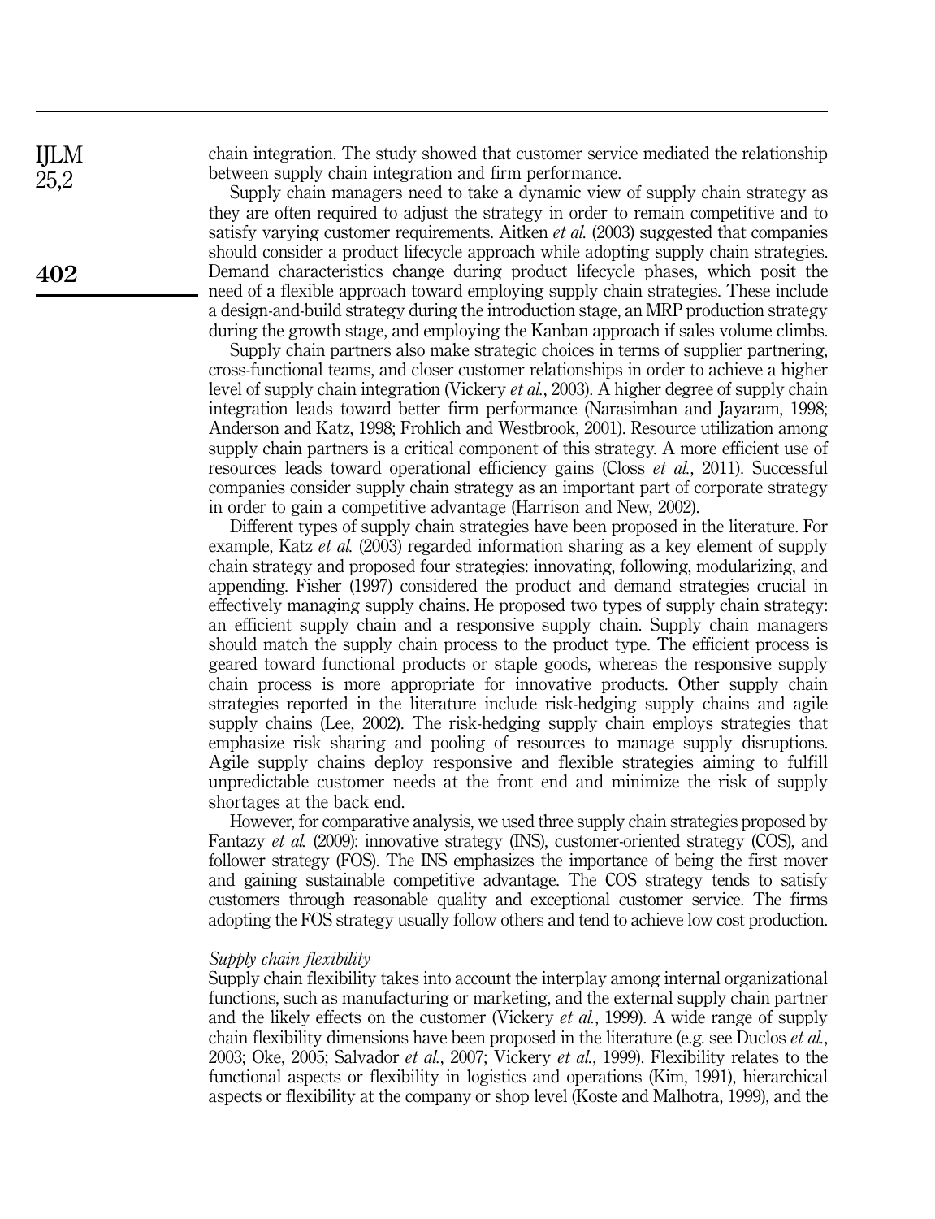chain integration. The study showed that customer service mediated the relationship between supply chain integration and firm performance.

Supply chain managers need to take a dynamic view of supply chain strategy as they are often required to adjust the strategy in order to remain competitive and to satisfy varying customer requirements. Aitken *et al.* (2003) suggested that companies should consider a product lifecycle approach while adopting supply chain strategies. Demand characteristics change during product lifecycle phases, which posit the need of a flexible approach toward employing supply chain strategies. These include a design-and-build strategy during the introduction stage, an MRP production strategy during the growth stage, and employing the Kanban approach if sales volume climbs.

Supply chain partners also make strategic choices in terms of supplier partnering, cross-functional teams, and closer customer relationships in order to achieve a higher level of supply chain integration (Vickery *et al.*, 2003). A higher degree of supply chain integration leads toward better firm performance (Narasimhan and Jayaram, 1998; Anderson and Katz, 1998; Frohlich and Westbrook, 2001). Resource utilization among supply chain partners is a critical component of this strategy. A more efficient use of resources leads toward operational efficiency gains (Closs *et al.*, 2011). Successful companies consider supply chain strategy as an important part of corporate strategy in order to gain a competitive advantage (Harrison and New, 2002).

Different types of supply chain strategies have been proposed in the literature. For example, Katz *et al.* (2003) regarded information sharing as a key element of supply chain strategy and proposed four strategies: innovating, following, modularizing, and appending. Fisher (1997) considered the product and demand strategies crucial in effectively managing supply chains. He proposed two types of supply chain strategy: an efficient supply chain and a responsive supply chain. Supply chain managers should match the supply chain process to the product type. The efficient process is geared toward functional products or staple goods, whereas the responsive supply chain process is more appropriate for innovative products. Other supply chain strategies reported in the literature include risk-hedging supply chains and agile supply chains (Lee, 2002). The risk-hedging supply chain employs strategies that emphasize risk sharing and pooling of resources to manage supply disruptions. Agile supply chains deploy responsive and flexible strategies aiming to fulfill unpredictable customer needs at the front end and minimize the risk of supply shortages at the back end.

However, for comparative analysis, we used three supply chain strategies proposed by Fantazy *et al.* (2009): innovative strategy (INS), customer-oriented strategy (COS), and follower strategy (FOS). The INS emphasizes the importance of being the first mover and gaining sustainable competitive advantage. The COS strategy tends to satisfy customers through reasonable quality and exceptional customer service. The firms adopting the FOS strategy usually follow others and tend to achieve low cost production.

### *Supply chain flexibility*

Supply chain flexibility takes into account the interplay among internal organizational functions, such as manufacturing or marketing, and the external supply chain partner and the likely effects on the customer (Vickery *et al.*, 1999). A wide range of supply chain flexibility dimensions have been proposed in the literature (e.g. see Duclos *et al.*, 2003; Oke, 2005; Salvador *et al.*, 2007; Vickery *et al.*, 1999). Flexibility relates to the functional aspects or flexibility in logistics and operations (Kim, 1991), hierarchical aspects or flexibility at the company or shop level (Koste and Malhotra, 1999), and the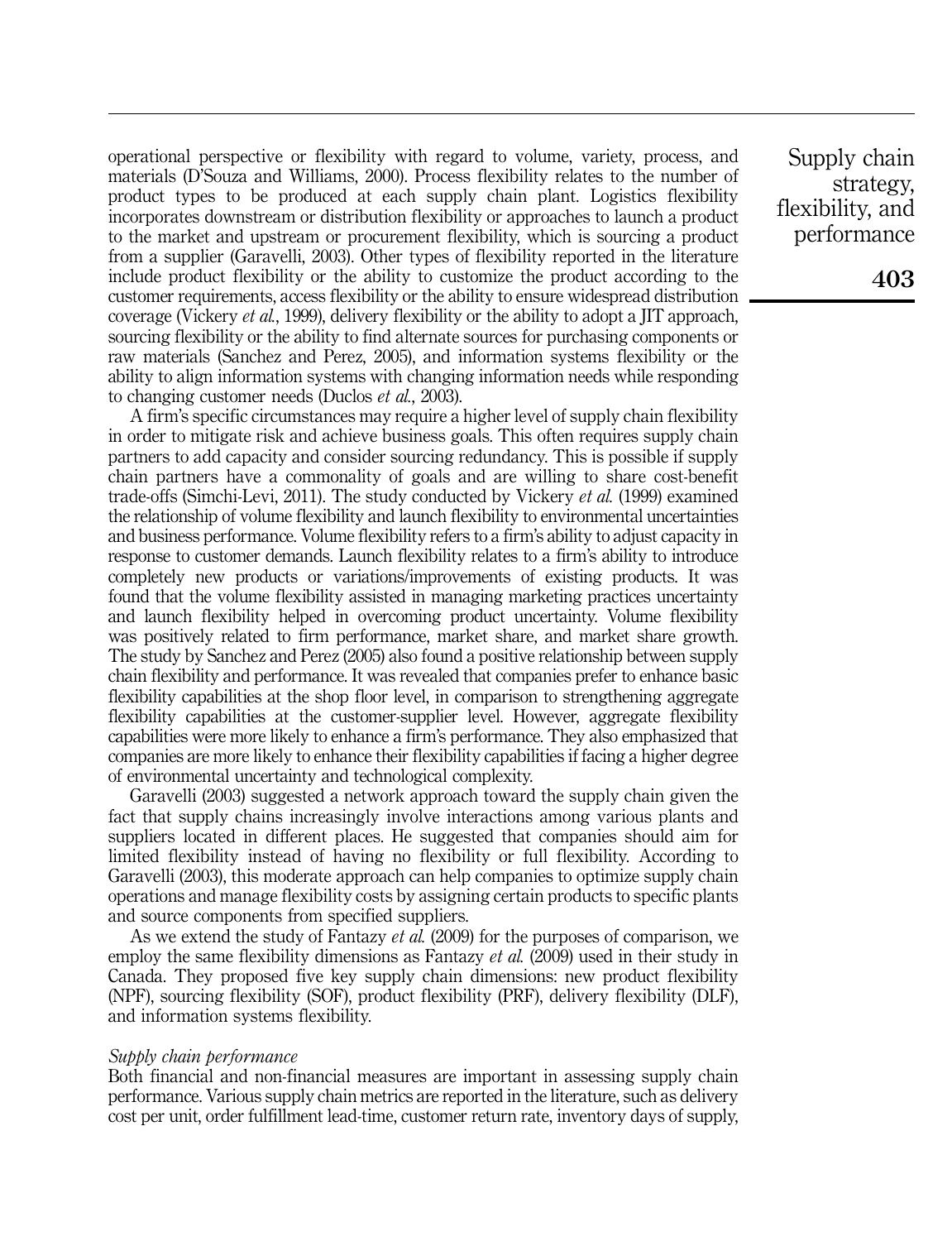operational perspective or flexibility with regard to volume, variety, process, and materials (D'Souza and Williams, 2000). Process flexibility relates to the number of product types to be produced at each supply chain plant. Logistics flexibility incorporates downstream or distribution flexibility or approaches to launch a product to the market and upstream or procurement flexibility, which is sourcing a product from a supplier (Garavelli, 2003). Other types of flexibility reported in the literature include product flexibility or the ability to customize the product according to the customer requirements, access flexibility or the ability to ensure widespread distribution coverage (Vickery *et al.*, 1999), delivery flexibility or the ability to adopt a JIT approach, sourcing flexibility or the ability to find alternate sources for purchasing components or raw materials (Sanchez and Perez, 2005), and information systems flexibility or the ability to align information systems with changing information needs while responding to changing customer needs (Duclos *et al.*, 2003).

A firm's specific circumstances may require a higher level of supply chain flexibility in order to mitigate risk and achieve business goals. This often requires supply chain partners to add capacity and consider sourcing redundancy. This is possible if supply chain partners have a commonality of goals and are willing to share cost-benefit trade-offs (Simchi-Levi, 2011). The study conducted by Vickery *et al.* (1999) examined the relationship of volume flexibility and launch flexibility to environmental uncertainties and business performance. Volume flexibility refers to a firm's ability to adjust capacity in response to customer demands. Launch flexibility relates to a firm's ability to introduce completely new products or variations/improvements of existing products. It was found that the volume flexibility assisted in managing marketing practices uncertainty and launch flexibility helped in overcoming product uncertainty. Volume flexibility was positively related to firm performance, market share, and market share growth. The study by Sanchez and Perez (2005) also found a positive relationship between supply chain flexibility and performance. It was revealed that companies prefer to enhance basic flexibility capabilities at the shop floor level, in comparison to strengthening aggregate flexibility capabilities at the customer-supplier level. However, aggregate flexibility capabilities were more likely to enhance a firm's performance. They also emphasized that companies are more likely to enhance their flexibility capabilities if facing a higher degree of environmental uncertainty and technological complexity.

Garavelli (2003) suggested a network approach toward the supply chain given the fact that supply chains increasingly involve interactions among various plants and suppliers located in different places. He suggested that companies should aim for limited flexibility instead of having no flexibility or full flexibility. According to Garavelli (2003), this moderate approach can help companies to optimize supply chain operations and manage flexibility costs by assigning certain products to specific plants and source components from specified suppliers.

As we extend the study of Fantazy *et al.* (2009) for the purposes of comparison, we employ the same flexibility dimensions as Fantazy *et al.* (2009) used in their study in Canada. They proposed five key supply chain dimensions: new product flexibility (NPF), sourcing flexibility (SOF), product flexibility (PRF), delivery flexibility (DLF), and information systems flexibility.

### *Supply chain performance*

Both financial and non-financial measures are important in assessing supply chain performance. Various supply chain metrics are reported in the literature, such as delivery cost per unit, order fulfillment lead-time, customer return rate, inventory days of supply,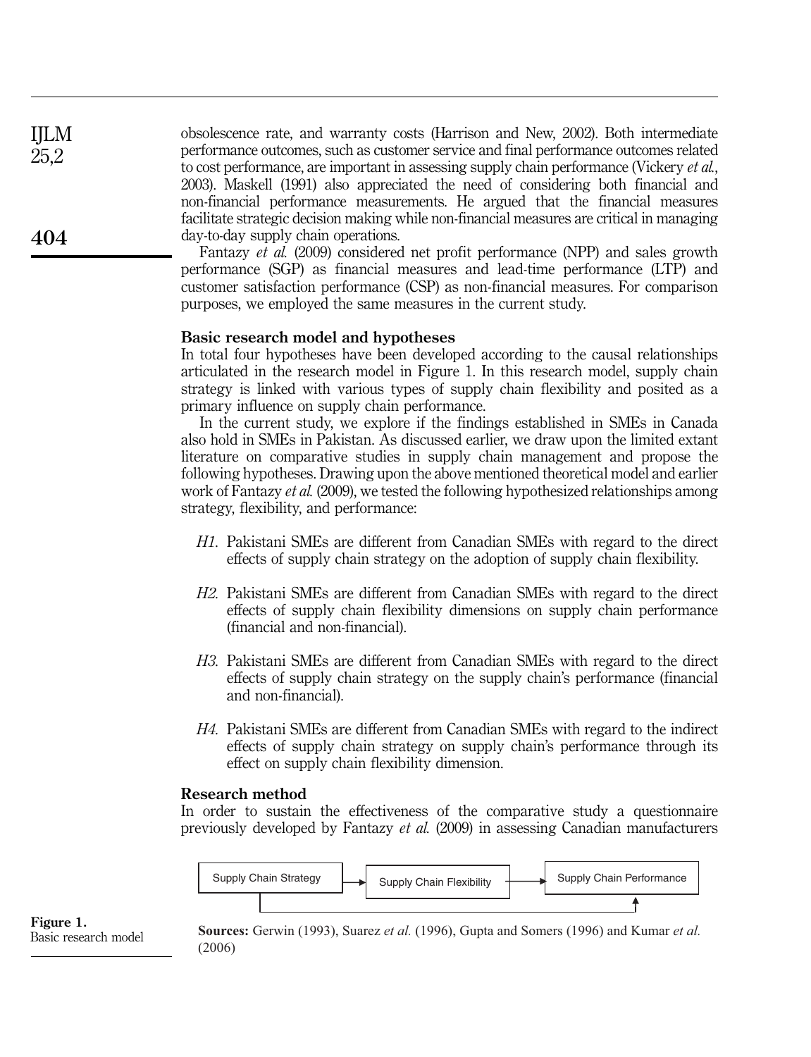obsolescence rate, and warranty costs (Harrison and New, 2002). Both intermediate performance outcomes, such as customer service and final performance outcomes related to cost performance, are important in assessing supply chain performance (Vickery *et al.*, 2003). Maskell (1991) also appreciated the need of considering both financial and non-financial performance measurements. He argued that the financial measures facilitate strategic decision making while non-financial measures are critical in managing day-to-day supply chain operations.

Fantazy *et al.* (2009) considered net profit performance (NPP) and sales growth performance (SGP) as financial measures and lead-time performance (LTP) and customer satisfaction performance (CSP) as non-financial measures. For comparison purposes, we employed the same measures in the current study.

## Basic research model and hypotheses

In total four hypotheses have been developed according to the causal relationships articulated in the research model in Figure 1. In this research model, supply chain strategy is linked with various types of supply chain flexibility and posited as a primary influence on supply chain performance.

In the current study, we explore if the findings established in SMEs in Canada also hold in SMEs in Pakistan. As discussed earlier, we draw upon the limited extant literature on comparative studies in supply chain management and propose the following hypotheses. Drawing upon the above mentioned theoretical model and earlier work of Fantazy *et al.* (2009), we tested the following hypothesized relationships among strategy, flexibility, and performance:

*H1*. Pakistani SMEs are different from Canadian SMEs with regard to the direct effects of supply chain strategy on the adoption of supply chain flexibility.

*H2*. Pakistani SMEs are different from Canadian SMEs with regard to the direct effects of supply chain flexibility dimensions on supply chain performance (financial and non-financial).

*H3*. Pakistani SMEs are different from Canadian SMEs with regard to the direct effects of supply chain strategy on the supply chain's performance (financial and non-financial).

*H4*. Pakistani SMEs are different from Canadian SMEs with regard to the indirect effects of supply chain strategy on supply chain's performance through its effect on supply chain flexibility dimension.

## Research method

In order to sustain the effectiveness of the comparative study a questionnaire previously developed by Fantazy *et al.* (2009) in assessing Canadian manufacturers

Supply Chain Strategy → Supply Chain Flexibility → Supply Chain Performance

**Sources:** Gerwin (1993), Suarez *et al.* (1996), Gupta and Somers (1996) and Kumar *et al.* (2006)

**Figure 1.** Basic research model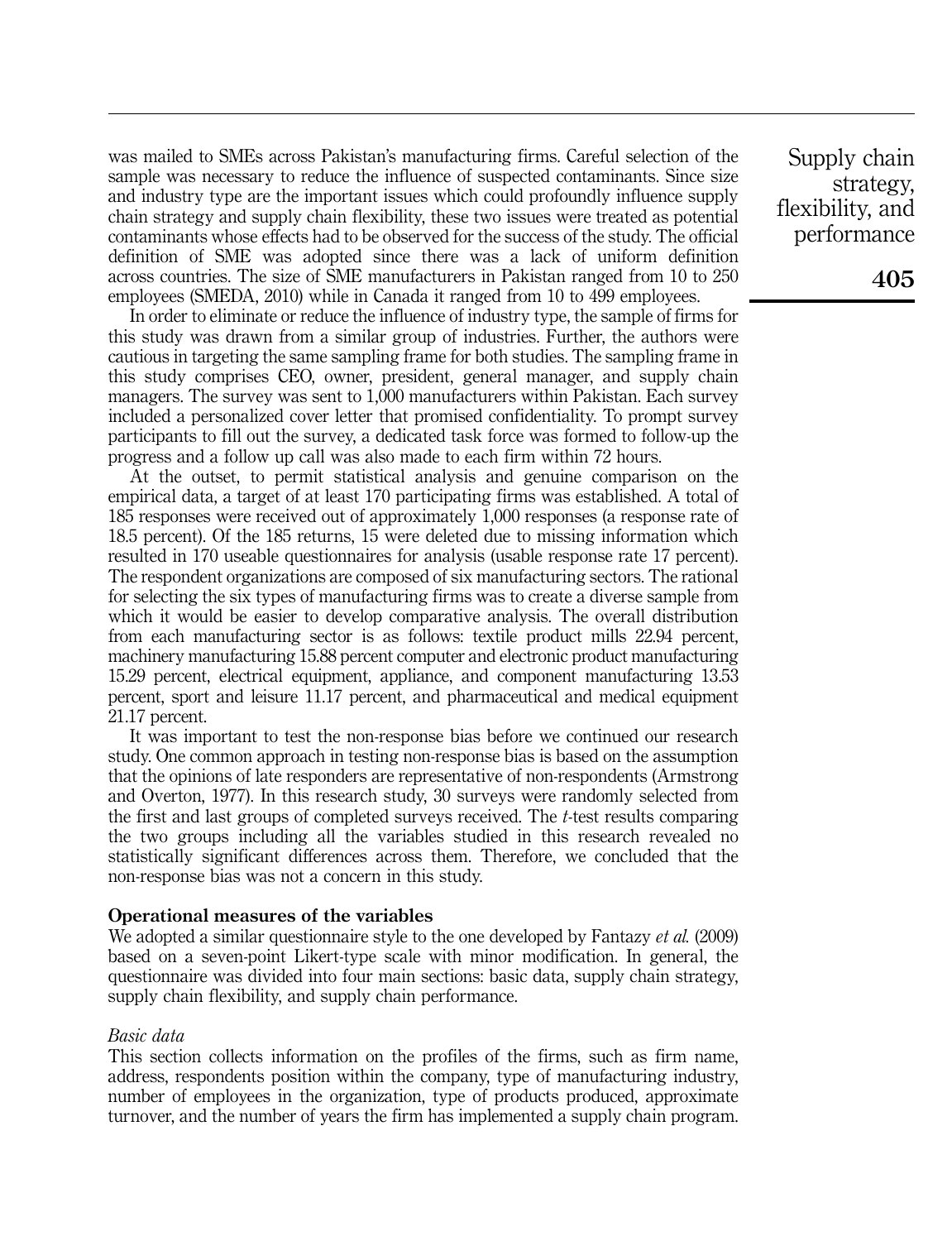was mailed to SMEs across Pakistan's manufacturing firms. Careful selection of the sample was necessary to reduce the influence of suspected contaminants. Since size and industry type are the important issues which could profoundly influence supply chain strategy and supply chain flexibility, these two issues were treated as potential contaminants whose effects had to be observed for the success of the study. The official definition of SME was adopted since there was a lack of uniform definition across countries. The size of SME manufacturers in Pakistan ranged from 10 to 250 employees (SMEDA, 2010) while in Canada it ranged from 10 to 499 employees.

In order to eliminate or reduce the influence of industry type, the sample of firms for this study was drawn from a similar group of industries. Further, the authors were cautious in targeting the same sampling frame for both studies. The sampling frame in this study comprises CEO, owner, president, general manager, and supply chain managers. The survey was sent to 1,000 manufacturers within Pakistan. Each survey included a personalized cover letter that promised confidentiality. To prompt survey participants to fill out the survey, a dedicated task force was formed to follow-up the progress and a follow up call was also made to each firm within 72 hours.

At the outset, to permit statistical analysis and genuine comparison on the empirical data, a target of at least 170 participating firms was established. A total of 185 responses were received out of approximately 1,000 responses (a response rate of 18.5 percent). Of the 185 returns, 15 were deleted due to missing information which resulted in 170 useable questionnaires for analysis (usable response rate 17 percent). The respondent organizations are composed of six manufacturing sectors. The rational for selecting the six types of manufacturing firms was to create a diverse sample from which it would be easier to develop comparative analysis. The overall distribution from each manufacturing sector is as follows: textile product mills 22.94 percent, machinery manufacturing 15.88 percent computer and electronic product manufacturing 15.29 percent, electrical equipment, appliance, and component manufacturing 13.53 percent, sport and leisure 11.17 percent, and pharmaceutical and medical equipment 21.17 percent.

It was important to test the non-response bias before we continued our research study. One common approach in testing non-response bias is based on the assumption that the opinions of late responders are representative of non-respondents (Armstrong and Overton, 1977). In this research study, 30 surveys were randomly selected from the first and last groups of completed surveys received. The *t*-test results comparing the two groups including all the variables studied in this research revealed no statistically significant differences across them. Therefore, we concluded that the non-response bias was not a concern in this study.

## Operational measures of the variables

We adopted a similar questionnaire style to the one developed by Fantazy *et al.* (2009) based on a seven-point Likert-type scale with minor modification. In general, the questionnaire was divided into four main sections: basic data, supply chain strategy, supply chain flexibility, and supply chain performance.

### *Basic data*

This section collects information on the profiles of the firms, such as firm name, address, respondents position within the company, type of manufacturing industry, number of employees in the organization, type of products produced, approximate turnover, and the number of years the firm has implemented a supply chain program.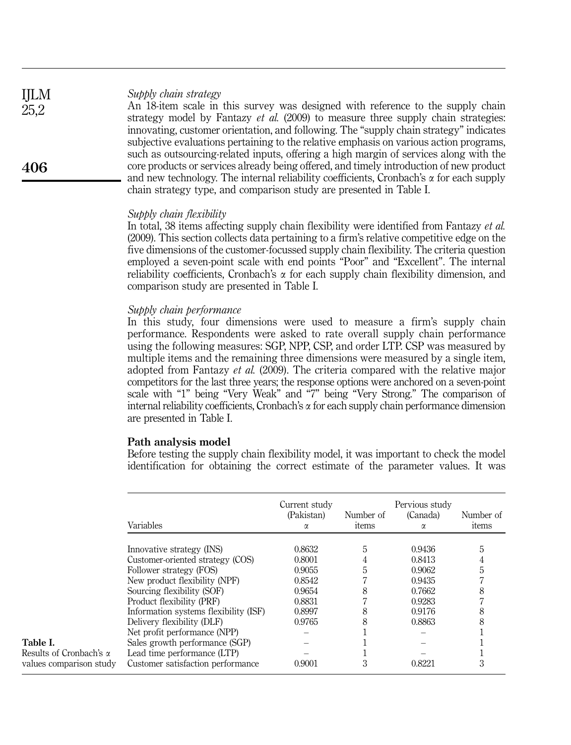*Supply chain strategy*

An 18-item scale in this survey was designed with reference to the supply chain strategy model by Fantazy *et al.* (2009) to measure three supply chain strategies: innovating, customer orientation, and following. The "supply chain strategy" indicates subjective evaluations pertaining to the relative emphasis on various action programs, such as outsourcing-related inputs, offering a high margin of services along with the core products or services already being offered, and timely introduction of new product and new technology. The internal reliability coefficients, Cronbach's α for each supply chain strategy type, and comparison study are presented in Table I.

*Supply chain flexibility*

In total, 38 items affecting supply chain flexibility were identified from Fantazy *et al.* (2009). This section collects data pertaining to a firm's relative competitive edge on the five dimensions of the customer-focussed supply chain flexibility. The criteria question employed a seven-point scale with end points "Poor" and "Excellent". The internal reliability coefficients, Cronbach's α for each supply chain flexibility dimension, and comparison study are presented in Table I.

*Supply chain performance*

In this study, four dimensions were used to measure a firm's supply chain performance. Respondents were asked to rate overall supply chain performance using the following measures: SGP, NPP, CSP, and order LTP. CSP was measured by multiple items and the remaining three dimensions were measured by a single item, adopted from Fantazy *et al.* (2009). The criteria compared with the relative major competitors for the last three years; the response options were anchored on a seven-point scale with "1" being "Very Weak" and "7" being "Very Strong." The comparison of internal reliability coefficients, Cronbach's α for each supply chain performance dimension are presented in Table I.

## Path analysis model

Before testing the supply chain flexibility model, it was important to check the model identification for obtaining the correct estimate of the parameter values. It was

| Variables | Current study (Pakistan) α | Number of items | Pervious study (Canada) α | Number of items |
|---|---|---|---|---|
| Innovative strategy (INS) | 0.8632 | 5 | 0.9436 | 5 |
| Customer-oriented strategy (COS) | 0.8001 | 4 | 0.8413 | 4 |
| Follower strategy (FOS) | 0.9055 | 5 | 0.9062 | 5 |
| New product flexibility (NPF) | 0.8542 | 7 | 0.9435 | 7 |
| Sourcing flexibility (SOF) | 0.9654 | 8 | 0.7662 | 8 |
| Product flexibility (PRF) | 0.8831 | 7 | 0.9283 | 7 |
| Information systems flexibility (ISF) | 0.8997 | 8 | 0.9176 | 8 |
| Delivery flexibility (DLF) | 0.9765 | 8 | 0.8863 | 8 |
| Net profit performance (NPP) | – | 1 | – | 1 |
| Sales growth performance (SGP) | – | 1 | – | 1 |
| Lead time performance (LTP) | – | 1 | – | 1 |
| Customer satisfaction performance | 0.9001 | 3 | 0.8221 | 3 |

**Table I.** Results of Cronbach's α values comparison study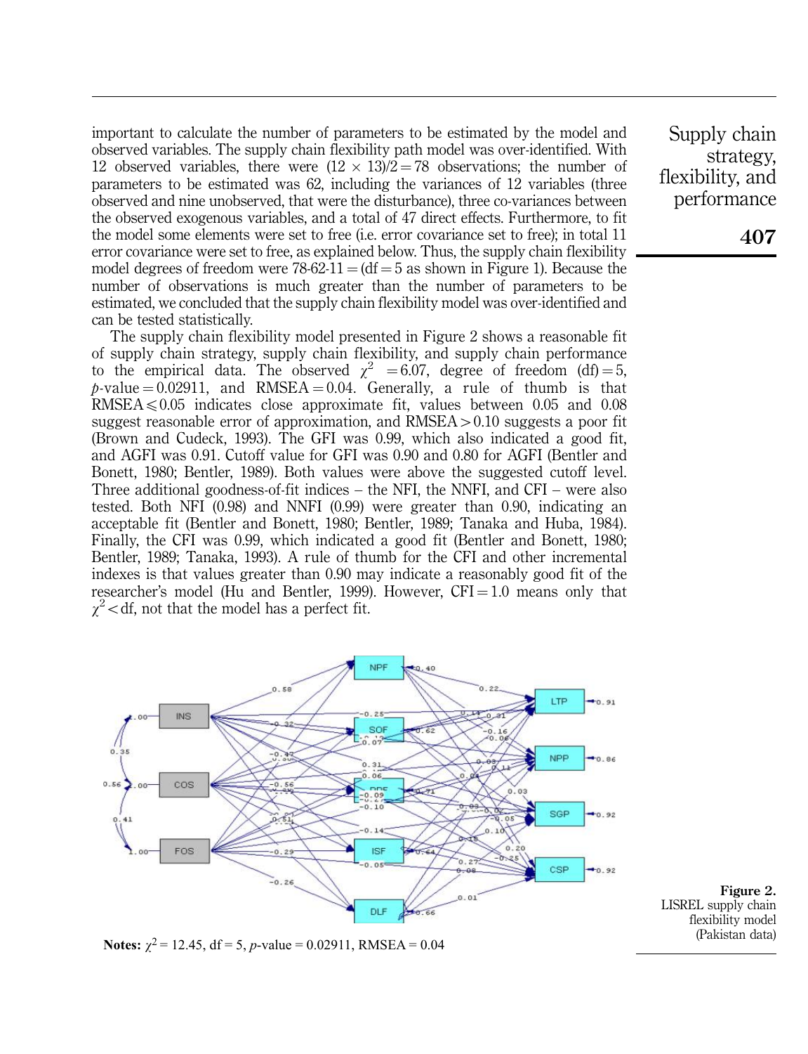important to calculate the number of parameters to be estimated by the model and observed variables. The supply chain flexibility path model was over-identified. With 12 observed variables, there were $(12 \times 13)/2 = 78$ observations; the number of parameters to be estimated was 62, including the variances of 12 variables (three observed and nine unobserved, that were the disturbance), three co-variances between the observed exogenous variables, and a total of 47 direct effects. Furthermore, to fit the model some elements were set to free (i.e. error covariance set to free); in total 11 error covariance were set to free, as explained below. Thus, the supply chain flexibility model degrees of freedom were 78-62-11 = (df = 5 as shown in Figure 1). Because the number of observations is much greater than the number of parameters to be estimated, we concluded that the supply chain flexibility model was over-identified and can be tested statistically.

The supply chain flexibility model presented in Figure 2 shows a reasonable fit of supply chain strategy, supply chain flexibility, and supply chain performance to the empirical data. The observed $\chi^2 = 6.07$, degree of freedom (df) = 5, $p$-value = 0.02911, and RMSEA = 0.04. Generally, a rule of thumb is that RMSEA $\leqslant$ 0.05 indicates close approximate fit, values between 0.05 and 0.08 suggest reasonable error of approximation, and RMSEA > 0.10 suggests a poor fit (Brown and Cudeck, 1993). The GFI was 0.99, which also indicated a good fit, and AGFI was 0.91. Cutoff value for GFI was 0.90 and 0.80 for AGFI (Bentler and Bonett, 1980; Bentler, 1989). Both values were above the suggested cutoff level. Three additional goodness-of-fit indices – the NFI, the NNFI, and CFI – were also tested. Both NFI (0.98) and NNFI (0.99) were greater than 0.90, indicating an acceptable fit (Bentler and Bonett, 1980; Bentler, 1989; Tanaka and Huba, 1984). Finally, the CFI was 0.99, which indicated a good fit (Bentler and Bonett, 1980; Bentler, 1989; Tanaka, 1993). A rule of thumb for the CFI and other incremental indexes is that values greater than 0.90 may indicate a reasonably good fit of the researcher's model (Hu and Bentler, 1999). However, CFI = 1.0 means only that $\chi^2 <$ df, not that the model has a perfect fit.

**Notes:** $\chi^2 = 12.45$, df = 5, $p$-value = 0.02911, RMSEA = 0.04

**Figure 2.** LISREL supply chain flexibility model (Pakistan data)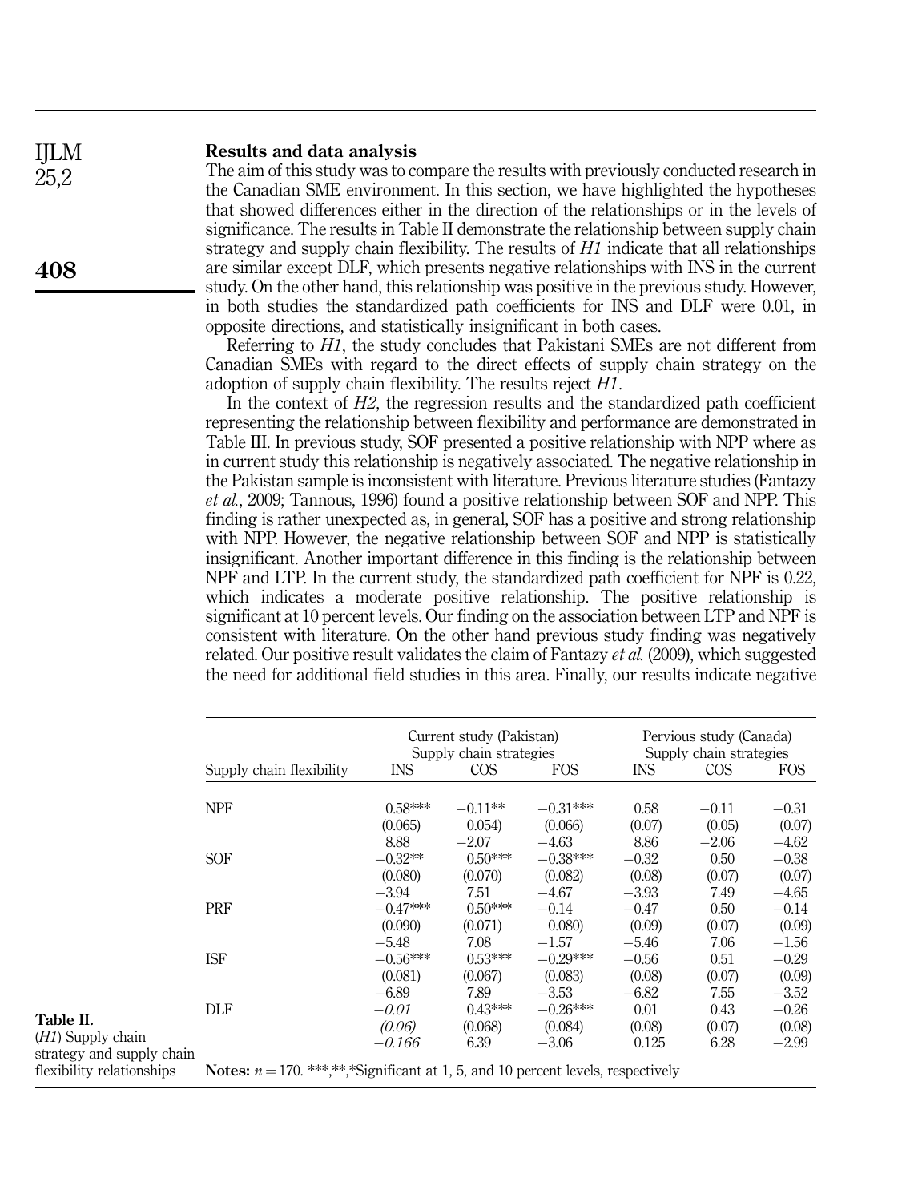## Results and data analysis

The aim of this study was to compare the results with previously conducted research in the Canadian SME environment. In this section, we have highlighted the hypotheses that showed differences either in the direction of the relationships or in the levels of significance. The results in Table II demonstrate the relationship between supply chain strategy and supply chain flexibility. The results of *H1* indicate that all relationships are similar except DLF, which presents negative relationships with INS in the current study. On the other hand, this relationship was positive in the previous study. However, in both studies the standardized path coefficients for INS and DLF were 0.01, in opposite directions, and statistically insignificant in both cases.

Referring to *H1*, the study concludes that Pakistani SMEs are not different from Canadian SMEs with regard to the direct effects of supply chain strategy on the adoption of supply chain flexibility. The results reject *H1*.

In the context of *H2*, the regression results and the standardized path coefficient representing the relationship between flexibility and performance are demonstrated in Table III. In previous study, SOF presented a positive relationship with NPP where as in current study this relationship is negatively associated. The negative relationship in the Pakistan sample is inconsistent with literature. Previous literature studies (Fantazy *et al.*, 2009; Tannous, 1996) found a positive relationship between SOF and NPP. This finding is rather unexpected as, in general, SOF has a positive and strong relationship with NPP. However, the negative relationship between SOF and NPP is statistically insignificant. Another important difference in this finding is the relationship between NPF and LTP. In the current study, the standardized path coefficient for NPF is 0.22, which indicates a moderate positive relationship. The positive relationship is significant at 10 percent levels. Our finding on the association between LTP and NPF is consistent with literature. On the other hand previous study finding was negatively related. Our positive result validates the claim of Fantazy *et al.* (2009), which suggested the need for additional field studies in this area. Finally, our results indicate negative

**Table II.** (*H1*) Supply chain strategy and supply chain flexibility relationships

| | Current study (Pakistan) Supply chain strategies | | | Pervious study (Canada) Supply chain strategies | | |
|---|---|---|---|---|---|---|
| Supply chain flexibility | INS | COS | FOS | INS | COS | FOS |
| NPF | 0.58*** | −0.11** | −0.31*** | 0.58 | −0.11 | −0.31 |
| | (0.065) | 0.054) | (0.066) | (0.07) | (0.05) | (0.07) |
| | 8.88 | −2.07 | −4.63 | 8.86 | −2.06 | −4.62 |
| SOF | −0.32** | 0.50*** | −0.38*** | −0.32 | 0.50 | −0.38 |
| | (0.080) | (0.070) | (0.082) | (0.08) | (0.07) | (0.07) |
| | −3.94 | 7.51 | −4.67 | −3.93 | 7.49 | −4.65 |
| PRF | −0.47*** | 0.50*** | −0.14 | −0.47 | 0.50 | −0.14 |
| | (0.090) | (0.071) | 0.080) | (0.09) | (0.07) | (0.09) |
| | −5.48 | 7.08 | −1.57 | −5.46 | 7.06 | −1.56 |
| ISF | −0.56*** | 0.53*** | −0.29*** | −0.56 | 0.51 | −0.29 |
| | (0.081) | (0.067) | (0.083) | (0.08) | (0.07) | (0.09) |
| | −6.89 | 7.89 | −3.53 | −6.82 | 7.55 | −3.52 |
| DLF | *−0.01* | 0.43*** | −0.26*** | 0.01 | 0.43 | −0.26 |
| | *(0.06)* | (0.068) | (0.084) | (0.08) | (0.07) | (0.08) |
| | *−0.166* | 6.39 | −3.06 | 0.125 | 6.28 | −2.99 |

**Notes:** $n = 170$. ***,**,*Significant at 1, 5, and 10 percent levels, respectively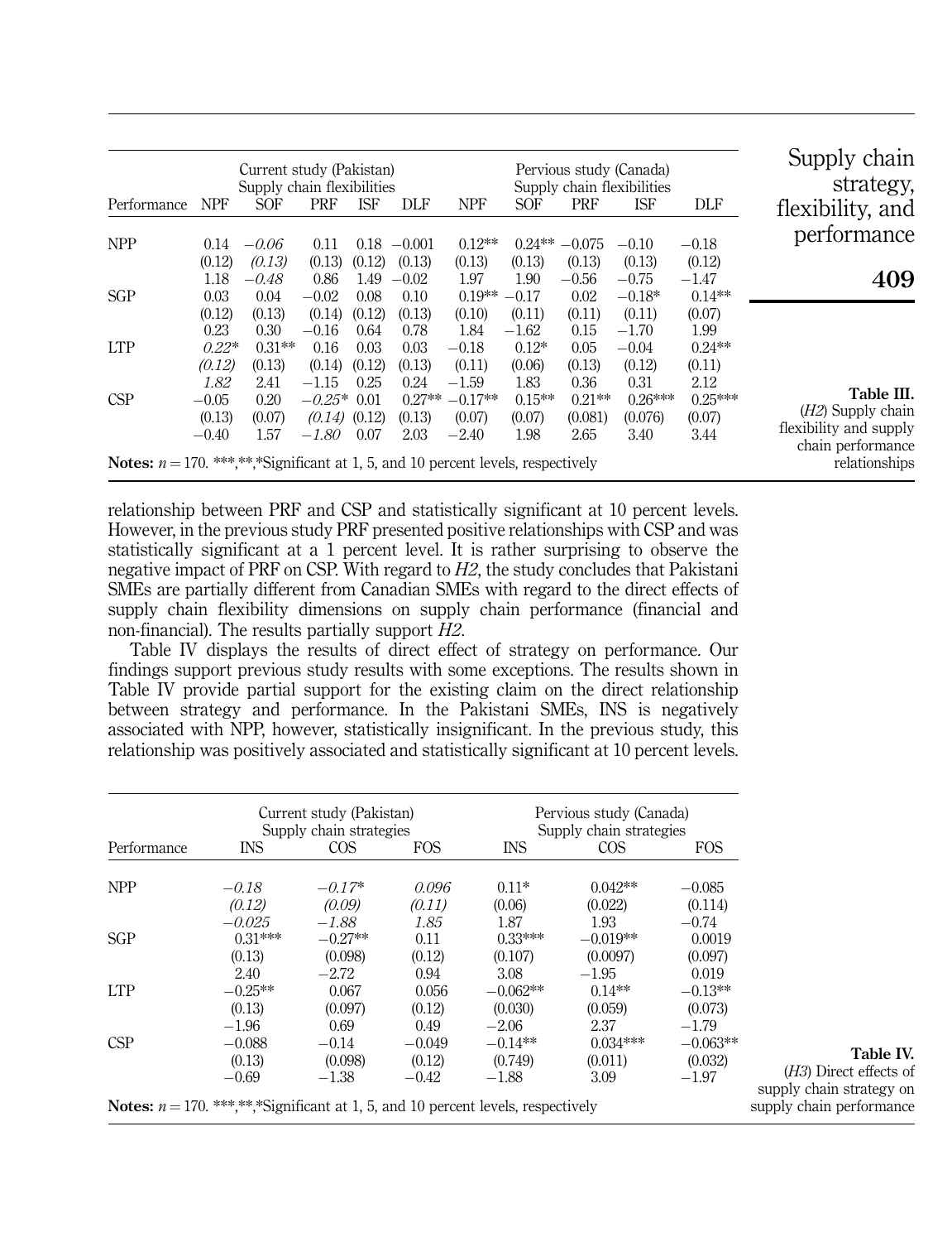| Performance | Current study (Pakistan) Supply chain flexibilities | | | | | Pervious study (Canada) Supply chain flexibilities | | | | |
|---|---|---|---|---|---|---|---|---|---|---|
| | NPF | SOF | PRF | ISF | DLF | NPF | SOF | PRF | ISF | DLF |
| NPP | 0.14 | *−0.06* | 0.11 | 0.18 | −0.001 | 0.12** | 0.24** | −0.075 | −0.10 | −0.18 |
| | (0.12) | *(0.13)* | (0.13) | (0.12) | (0.13) | (0.13) | (0.13) | (0.13) | (0.13) | (0.12) |
| | 1.18 | *−0.48* | 0.86 | 1.49 | −0.02 | 1.97 | 1.90 | −0.56 | −0.75 | −1.47 |
| SGP | 0.03 | 0.04 | −0.02 | 0.08 | 0.10 | 0.19** | −0.17 | 0.02 | −0.18* | 0.14** |
| | (0.12) | (0.13) | (0.14) | (0.12) | (0.13) | (0.10) | (0.11) | (0.11) | (0.11) | (0.07) |
| | 0.23 | 0.30 | −0.16 | 0.64 | 0.78 | 1.84 | −1.62 | 0.15 | −1.70 | 1.99 |
| LTP | *0.22** | 0.31** | 0.16 | 0.03 | 0.03 | −0.18 | 0.12* | 0.05 | −0.04 | 0.24** |
| | *(0.12)* | (0.13) | (0.14) | (0.12) | (0.13) | (0.11) | (0.06) | (0.13) | (0.12) | (0.11) |
| | *1.82* | 2.41 | −1.15 | 0.25 | 0.24 | −1.59 | 1.83 | 0.36 | 0.31 | 2.12 |
| CSP | −0.05 | 0.20 | *−0.25** | 0.01 | 0.27** | −0.17** | 0.15** | 0.21** | 0.26*** | 0.25*** |
| | (0.13) | (0.07) | *(0.14)* | (0.12) | (0.13) | (0.07) | (0.07) | (0.081) | (0.076) | (0.07) |
| | −0.40 | 1.57 | *−1.80* | 0.07 | 2.03 | −2.40 | 1.98 | 2.65 | 3.40 | 3.44 |

**Notes:** $n = 170$. ***,**,*Significant at 1, 5, and 10 percent levels, respectively

**Table III.** (*H2*) Supply chain flexibility and supply chain performance relationships

relationship between PRF and CSP and statistically significant at 10 percent levels. However, in the previous study PRF presented positive relationships with CSP and was statistically significant at a 1 percent level. It is rather surprising to observe the negative impact of PRF on CSP. With regard to *H2*, the study concludes that Pakistani SMEs are partially different from Canadian SMEs with regard to the direct effects of supply chain flexibility dimensions on supply chain performance (financial and non-financial). The results partially support *H2*.

Table IV displays the results of direct effect of strategy on performance. Our findings support previous study results with some exceptions. The results shown in Table IV provide partial support for the existing claim on the direct relationship between strategy and performance. In the Pakistani SMEs, INS is negatively associated with NPP, however, statistically insignificant. In the previous study, this relationship was positively associated and statistically significant at 10 percent levels.

| Performance | Current study (Pakistan) Supply chain strategies | | | Pervious study (Canada) Supply chain strategies | | |
|---|---|---|---|---|---|---|
| | INS | COS | FOS | INS | COS | FOS |
| NPP | *−0.18* | *−0.17** | *0.096* | 0.11* | 0.042** | −0.085 |
| | *(0.12)* | *(0.09)* | *(0.11)* | (0.06) | (0.022) | (0.114) |
| | *−0.025* | *−1.88* | *1.85* | 1.87 | 1.93 | −0.74 |
| SGP | 0.31*** | −0.27** | 0.11 | 0.33*** | −0.019** | 0.0019 |
| | (0.13) | (0.098) | (0.12) | (0.107) | (0.0097) | (0.097) |
| | 2.40 | −2.72 | 0.94 | 3.08 | −1.95 | 0.019 |
| LTP | −0.25** | 0.067 | 0.056 | −0.062** | 0.14** | −0.13** |
| | (0.13) | (0.097) | (0.12) | (0.030) | (0.059) | (0.073) |
| | −1.96 | 0.69 | 0.49 | −2.06 | 2.37 | −1.79 |
| CSP | −0.088 | −0.14 | −0.049 | −0.14** | 0.034*** | −0.063** |
| | (0.13) | (0.098) | (0.12) | (0.749) | (0.011) | (0.032) |
| | −0.69 | −1.38 | −0.42 | −1.88 | 3.09 | −1.97 |

**Notes:** $n = 170$. ***,**,*Significant at 1, 5, and 10 percent levels, respectively

**Table IV.** (*H3*) Direct effects of supply chain strategy on supply chain performance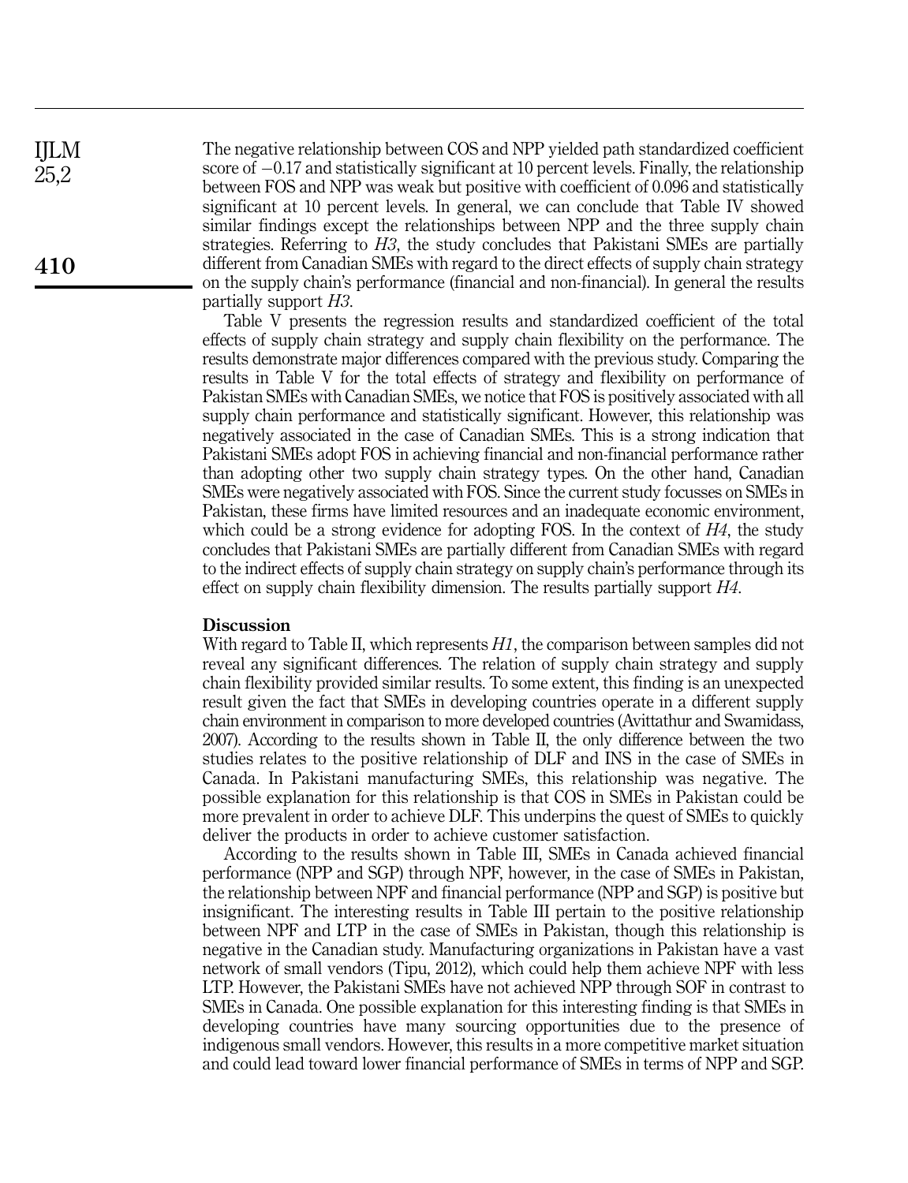The negative relationship between COS and NPP yielded path standardized coefficient score of −0.17 and statistically significant at 10 percent levels. Finally, the relationship between FOS and NPP was weak but positive with coefficient of 0.096 and statistically significant at 10 percent levels. In general, we can conclude that Table IV showed similar findings except the relationships between NPP and the three supply chain strategies. Referring to *H3*, the study concludes that Pakistani SMEs are partially different from Canadian SMEs with regard to the direct effects of supply chain strategy on the supply chain's performance (financial and non-financial). In general the results partially support *H3*.

Table V presents the regression results and standardized coefficient of the total effects of supply chain strategy and supply chain flexibility on the performance. The results demonstrate major differences compared with the previous study. Comparing the results in Table V for the total effects of strategy and flexibility on performance of Pakistan SMEs with Canadian SMEs, we notice that FOS is positively associated with all supply chain performance and statistically significant. However, this relationship was negatively associated in the case of Canadian SMEs. This is a strong indication that Pakistani SMEs adopt FOS in achieving financial and non-financial performance rather than adopting other two supply chain strategy types. On the other hand, Canadian SMEs were negatively associated with FOS. Since the current study focusses on SMEs in Pakistan, these firms have limited resources and an inadequate economic environment, which could be a strong evidence for adopting FOS. In the context of *H4*, the study concludes that Pakistani SMEs are partially different from Canadian SMEs with regard to the indirect effects of supply chain strategy on supply chain's performance through its effect on supply chain flexibility dimension. The results partially support *H4*.

## Discussion

With regard to Table II, which represents *H1*, the comparison between samples did not reveal any significant differences. The relation of supply chain strategy and supply chain flexibility provided similar results. To some extent, this finding is an unexpected result given the fact that SMEs in developing countries operate in a different supply chain environment in comparison to more developed countries (Avittathur and Swamidass, 2007). According to the results shown in Table II, the only difference between the two studies relates to the positive relationship of DLF and INS in the case of SMEs in Canada. In Pakistani manufacturing SMEs, this relationship was negative. The possible explanation for this relationship is that COS in SMEs in Pakistan could be more prevalent in order to achieve DLF. This underpins the quest of SMEs to quickly deliver the products in order to achieve customer satisfaction.

According to the results shown in Table III, SMEs in Canada achieved financial performance (NPP and SGP) through NPF, however, in the case of SMEs in Pakistan, the relationship between NPF and financial performance (NPP and SGP) is positive but insignificant. The interesting results in Table III pertain to the positive relationship between NPF and LTP in the case of SMEs in Pakistan, though this relationship is negative in the Canadian study. Manufacturing organizations in Pakistan have a vast network of small vendors (Tipu, 2012), which could help them achieve NPF with less LTP. However, the Pakistani SMEs have not achieved NPP through SOF in contrast to SMEs in Canada. One possible explanation for this interesting finding is that SMEs in developing countries have many sourcing opportunities due to the presence of indigenous small vendors. However, this results in a more competitive market situation and could lead toward lower financial performance of SMEs in terms of NPP and SGP.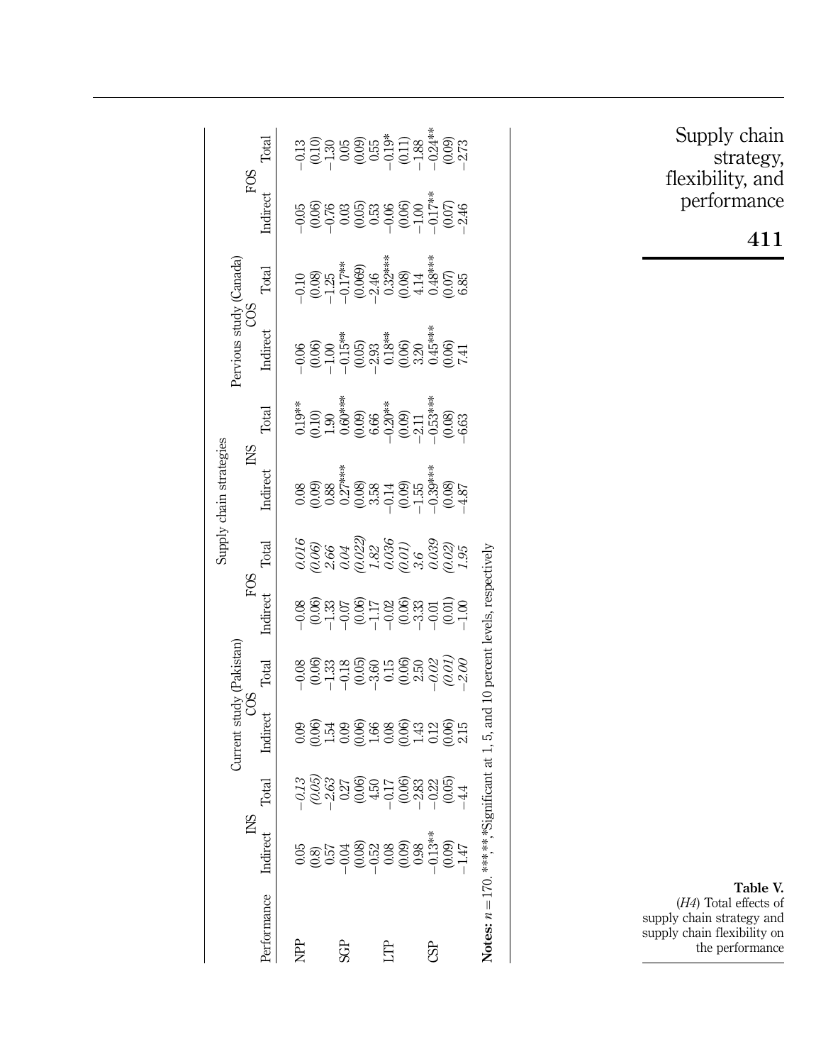**Table V.** (*H4*) Total effects of supply chain strategy and supply chain flexibility on the performance

| Performance | Current study (Pakistan) | | | | | | Pervious study (Canada) | | | | | |
|---|---|---|---|---|---|---|---|---|---|---|---|---|
| | INS | | COS | | FOS | | INS | | COS | | FOS | |
| | Indirect | Total | Indirect | Total | Indirect | Total | Indirect | Total | Indirect | Total | Indirect | Total |
| NPP | 0.05 | *−0.13* | 0.09 | −0.08 | −0.08 | *0.016* | 0.08 | 0.19** | −0.06 | −0.10 | −0.05 | −0.13 |
| | (0.8) | *(0.05)* | (0.06) | (0.06) | (0.06) | *(0.06)* | (0.09) | (0.10) | (0.06) | (0.08) | (0.06) | (0.10) |
| | 0.57 | *−2.63* | 1.54 | −1.33 | −1.33 | *2.66* | 0.88 | 1.90 | −1.00 | −1.25 | −0.76 | −1.30 |
| SGP | −0.04 | 0.27 | 0.09 | −0.18 | −0.07 | *0.04* | 0.27*** | 0.60*** | −0.15** | −0.17** | 0.03 | 0.05 |
| | (0.08) | (0.06) | (0.06) | (0.05) | (0.06) | *(0.022)* | (0.08) | (0.09) | (0.05) | (0.069) | (0.05) | (0.09) |
| | −0.52 | 4.50 | 1.66 | −3.60 | −1.17 | *1.82* | 3.58 | 6.66 | −2.93 | −2.46 | 0.53 | 0.55 |
| LTP | 0.08 | −0.17 | 0.08 | 0.15 | −0.02 | *0.036* | −0.14 | −0.20** | 0.18** | 0.32*** | −0.06 | −0.19* |
| | (0.09) | (0.06) | (0.06) | (0.06) | (0.06) | *(0.01)* | (0.09) | (0.09) | (0.06) | (0.08) | (0.06) | (0.11) |
| | 0.98 | −2.83 | 1.43 | 2.50 | −3.33 | *3.6* | −1.55 | −2.11 | 3.20 | 4.14 | −1.00 | −1.88 |
| CSP | −0.13** | −0.22 | 0.12 | *−0.02* | −0.01 | *0.039* | −0.39*** | −0.53*** | 0.45*** | 0.48*** | −0.17** | −0.24** |
| | (0.09) | (0.05) | (0.06) | *(0.01)* | (0.01) | *(0.02)* | (0.08) | (0.08) | (0.06) | (0.07) | (0.07) | (0.09) |
| | −1.47 | −4.4 | 2.15 | *−2.00* | −1.00 | *1.95* | −4.87 | −6.63 | 7.41 | 6.85 | −2.46 | −2.73 |

**Notes:** $n = 170$. ***,**,*Significant at 1, 5, and 10 percent levels, respectively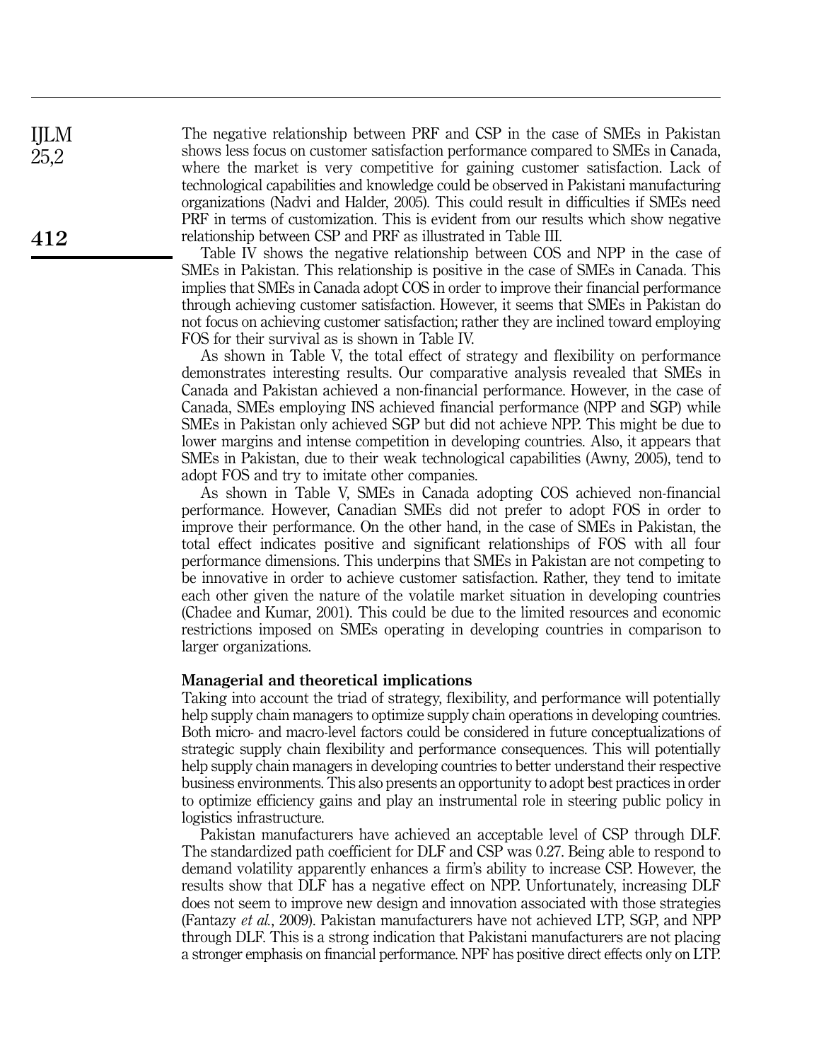The negative relationship between PRF and CSP in the case of SMEs in Pakistan shows less focus on customer satisfaction performance compared to SMEs in Canada, where the market is very competitive for gaining customer satisfaction. Lack of technological capabilities and knowledge could be observed in Pakistani manufacturing organizations (Nadvi and Halder, 2005). This could result in difficulties if SMEs need PRF in terms of customization. This is evident from our results which show negative relationship between CSP and PRF as illustrated in Table III.

Table IV shows the negative relationship between COS and NPP in the case of SMEs in Pakistan. This relationship is positive in the case of SMEs in Canada. This implies that SMEs in Canada adopt COS in order to improve their financial performance through achieving customer satisfaction. However, it seems that SMEs in Pakistan do not focus on achieving customer satisfaction; rather they are inclined toward employing FOS for their survival as is shown in Table IV.

As shown in Table V, the total effect of strategy and flexibility on performance demonstrates interesting results. Our comparative analysis revealed that SMEs in Canada and Pakistan achieved a non-financial performance. However, in the case of Canada, SMEs employing INS achieved financial performance (NPP and SGP) while SMEs in Pakistan only achieved SGP but did not achieve NPP. This might be due to lower margins and intense competition in developing countries. Also, it appears that SMEs in Pakistan, due to their weak technological capabilities (Awny, 2005), tend to adopt FOS and try to imitate other companies.

As shown in Table V, SMEs in Canada adopting COS achieved non-financial performance. However, Canadian SMEs did not prefer to adopt FOS in order to improve their performance. On the other hand, in the case of SMEs in Pakistan, the total effect indicates positive and significant relationships of FOS with all four performance dimensions. This underpins that SMEs in Pakistan are not competing to be innovative in order to achieve customer satisfaction. Rather, they tend to imitate each other given the nature of the volatile market situation in developing countries (Chadee and Kumar, 2001). This could be due to the limited resources and economic restrictions imposed on SMEs operating in developing countries in comparison to larger organizations.

## Managerial and theoretical implications

Taking into account the triad of strategy, flexibility, and performance will potentially help supply chain managers to optimize supply chain operations in developing countries. Both micro- and macro-level factors could be considered in future conceptualizations of strategic supply chain flexibility and performance consequences. This will potentially help supply chain managers in developing countries to better understand their respective business environments. This also presents an opportunity to adopt best practices in order to optimize efficiency gains and play an instrumental role in steering public policy in logistics infrastructure.

Pakistan manufacturers have achieved an acceptable level of CSP through DLF. The standardized path coefficient for DLF and CSP was 0.27. Being able to respond to demand volatility apparently enhances a firm's ability to increase CSP. However, the results show that DLF has a negative effect on NPP. Unfortunately, increasing DLF does not seem to improve new design and innovation associated with those strategies (Fantazy *et al.*, 2009). Pakistan manufacturers have not achieved LTP, SGP, and NPP through DLF. This is a strong indication that Pakistani manufacturers are not placing a stronger emphasis on financial performance. NPF has positive direct effects only on LTP.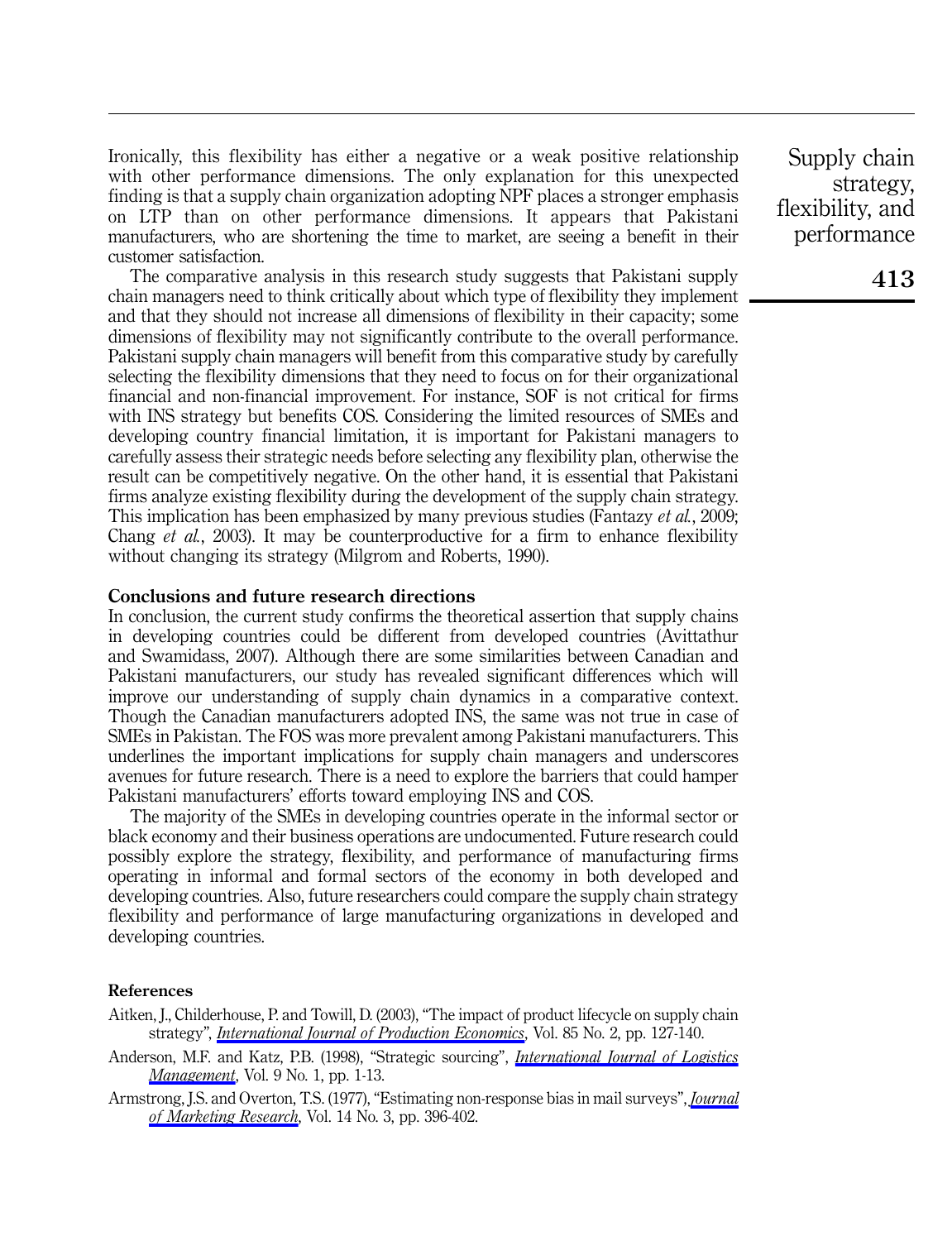Ironically, this flexibility has either a negative or a weak positive relationship with other performance dimensions. The only explanation for this unexpected finding is that a supply chain organization adopting NPF places a stronger emphasis on LTP than on other performance dimensions. It appears that Pakistani manufacturers, who are shortening the time to market, are seeing a benefit in their customer satisfaction.

The comparative analysis in this research study suggests that Pakistani supply chain managers need to think critically about which type of flexibility they implement and that they should not increase all dimensions of flexibility in their capacity; some dimensions of flexibility may not significantly contribute to the overall performance. Pakistani supply chain managers will benefit from this comparative study by carefully selecting the flexibility dimensions that they need to focus on for their organizational financial and non-financial improvement. For instance, SOF is not critical for firms with INS strategy but benefits COS. Considering the limited resources of SMEs and developing country financial limitation, it is important for Pakistani managers to carefully assess their strategic needs before selecting any flexibility plan, otherwise the result can be competitively negative. On the other hand, it is essential that Pakistani firms analyze existing flexibility during the development of the supply chain strategy. This implication has been emphasized by many previous studies (Fantazy *et al.*, 2009; Chang *et al.*, 2003). It may be counterproductive for a firm to enhance flexibility without changing its strategy (Milgrom and Roberts, 1990).

## Conclusions and future research directions

In conclusion, the current study confirms the theoretical assertion that supply chains in developing countries could be different from developed countries (Avittathur and Swamidass, 2007). Although there are some similarities between Canadian and Pakistani manufacturers, our study has revealed significant differences which will improve our understanding of supply chain dynamics in a comparative context. Though the Canadian manufacturers adopted INS, the same was not true in case of SMEs in Pakistan. The FOS was more prevalent among Pakistani manufacturers. This underlines the important implications for supply chain managers and underscores avenues for future research. There is a need to explore the barriers that could hamper Pakistani manufacturers' efforts toward employing INS and COS.

The majority of the SMEs in developing countries operate in the informal sector or black economy and their business operations are undocumented. Future research could possibly explore the strategy, flexibility, and performance of manufacturing firms operating in informal and formal sectors of the economy in both developed and developing countries. Also, future researchers could compare the supply chain strategy flexibility and performance of large manufacturing organizations in developed and developing countries.

## References

Aitken, J., Childerhouse, P. and Towill, D. (2003), "The impact of product lifecycle on supply chain strategy", *International Journal of Production Economics*, Vol. 85 No. 2, pp. 127-140.

Anderson, M.F. and Katz, P.B. (1998), "Strategic sourcing", *International Journal of Logistics Management*, Vol. 9 No. 1, pp. 1-13.

Armstrong, J.S. and Overton, T.S. (1977), "Estimating non-response bias in mail surveys", *Journal of Marketing Research*, Vol. 14 No. 3, pp. 396-402.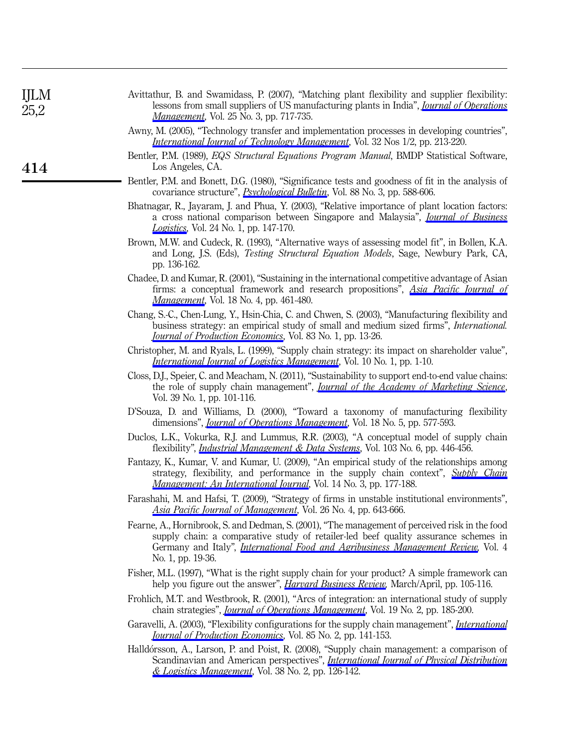Avittathur, B. and Swamidass, P. (2007), "Matching plant flexibility and supplier flexibility: lessons from small suppliers of US manufacturing plants in India", *Journal of Operations Management*, Vol. 25 No. 3, pp. 717-735.

Awny, M. (2005), "Technology transfer and implementation processes in developing countries", *International Journal of Technology Management*, Vol. 32 Nos 1/2, pp. 213-220.

Bentler, P.M. (1989), *EQS Structural Equations Program Manual*, BMDP Statistical Software, Los Angeles, CA.

Bentler, P.M. and Bonett, D.G. (1980), "Significance tests and goodness of fit in the analysis of covariance structure", *Psychological Bulletin*, Vol. 88 No. 3, pp. 588-606.

Bhatnagar, R., Jayaram, J. and Phua, Y. (2003), "Relative importance of plant location factors: a cross national comparison between Singapore and Malaysia", *Journal of Business Logistics*, Vol. 24 No. 1, pp. 147-170.

Brown, M.W. and Cudeck, R. (1993), "Alternative ways of assessing model fit", in Bollen, K.A. and Long, J.S. (Eds), *Testing Structural Equation Models*, Sage, Newbury Park, CA, pp. 136-162.

Chadee, D. and Kumar, R. (2001), "Sustaining in the international competitive advantage of Asian firms: a conceptual framework and research propositions", *Asia Pacific Journal of Management*, Vol. 18 No. 4, pp. 461-480.

Chang, S.-C., Chen-Lung, Y., Hsin-Chia, C. and Chwen, S. (2003), "Manufacturing flexibility and business strategy: an empirical study of small and medium sized firms", *International. Journal of Production Economics*, Vol. 83 No. 1, pp. 13-26.

Christopher, M. and Ryals, L. (1999), "Supply chain strategy: its impact on shareholder value", *International Journal of Logistics Management*, Vol. 10 No. 1, pp. 1-10.

Closs, D.J., Speier, C. and Meacham, N. (2011), "Sustainability to support end-to-end value chains: the role of supply chain management", *Journal of the Academy of Marketing Science*, Vol. 39 No. 1, pp. 101-116.

D'Souza, D. and Williams, D. (2000), "Toward a taxonomy of manufacturing flexibility dimensions", *Journal of Operations Management*, Vol. 18 No. 5, pp. 577-593.

Duclos, L.K., Vokurka, R.J. and Lummus, R.R. (2003), "A conceptual model of supply chain flexibility", *Industrial Management & Data Systems*, Vol. 103 No. 6, pp. 446-456.

Fantazy, K., Kumar, V. and Kumar, U. (2009), "An empirical study of the relationships among strategy, flexibility, and performance in the supply chain context", *Supply Chain Management: An International Journal*, Vol. 14 No. 3, pp. 177-188.

Farashahi, M. and Hafsi, T. (2009), "Strategy of firms in unstable institutional environments", *Asia Pacific Journal of Management*, Vol. 26 No. 4, pp. 643-666.

Fearne, A., Hornibrook, S. and Dedman, S. (2001), "The management of perceived risk in the food supply chain: a comparative study of retailer-led beef quality assurance schemes in Germany and Italy", *International Food and Agribusiness Management Review*, Vol. 4 No. 1, pp. 19-36.

Fisher, M.L. (1997), "What is the right supply chain for your product? A simple framework can help you figure out the answer", *Harvard Business Review*, March/April, pp. 105-116.

Frohlich, M.T. and Westbrook, R. (2001), "Arcs of integration: an international study of supply chain strategies", *Journal of Operations Management*, Vol. 19 No. 2, pp. 185-200.

Garavelli, A. (2003), "Flexibility configurations for the supply chain management", *International Journal of Production Economics*, Vol. 85 No. 2, pp. 141-153.

Halldórsson, A., Larson, P. and Poist, R. (2008), "Supply chain management: a comparison of Scandinavian and American perspectives", *International Journal of Physical Distribution & Logistics Management*, Vol. 38 No. 2, pp. 126-142.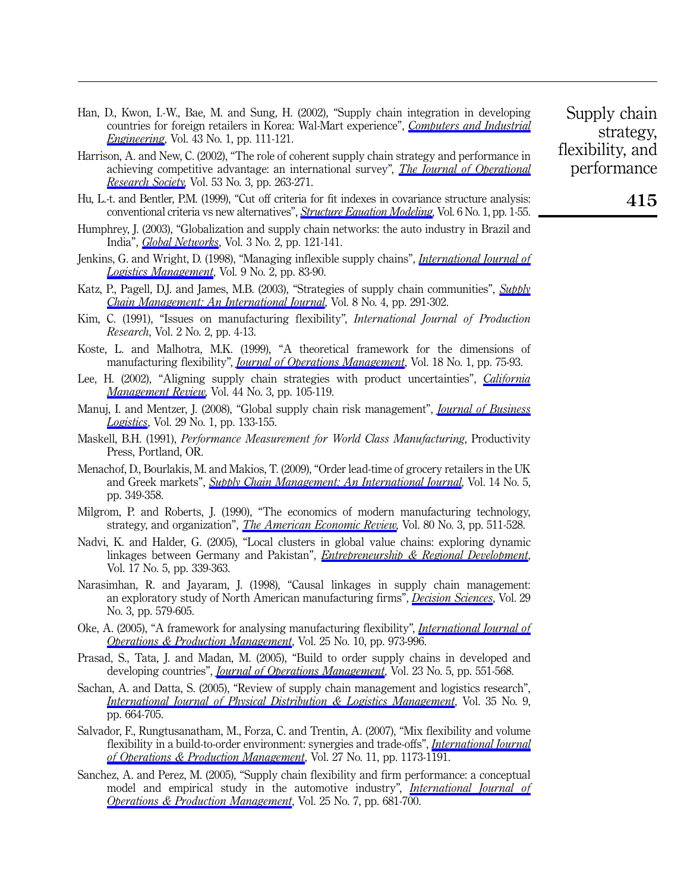Han, D., Kwon, I.-W., Bae, M. and Sung, H. (2002), "Supply chain integration in developing countries for foreign retailers in Korea: Wal-Mart experience", *Computers and Industrial Engineering*, Vol. 43 No. 1, pp. 111-121.

Harrison, A. and New, C. (2002), "The role of coherent supply chain strategy and performance in achieving competitive advantage: an international survey", *The Journal of Operational Research Society*, Vol. 53 No. 3, pp. 263-271.

Hu, L.-t. and Bentler, P.M. (1999), "Cut off criteria for fit indexes in covariance structure analysis: conventional criteria vs new alternatives", *Structure Equation Modeling*, Vol. 6 No. 1, pp. 1-55.

Humphrey, J. (2003), "Globalization and supply chain networks: the auto industry in Brazil and India", *Global Networks*, Vol. 3 No. 2, pp. 121-141.

Jenkins, G. and Wright, D. (1998), "Managing inflexible supply chains", *International Journal of Logistics Management*, Vol. 9 No. 2, pp. 83-90.

Katz, P., Pagell, D.J. and James, M.B. (2003), "Strategies of supply chain communities", *Supply Chain Management: An International Journal*, Vol. 8 No. 4, pp. 291-302.

Kim, C. (1991), "Issues on manufacturing flexibility", *International Journal of Production Research*, Vol. 2 No. 2, pp. 4-13.

Koste, L. and Malhotra, M.K. (1999), "A theoretical framework for the dimensions of manufacturing flexibility", *Journal of Operations Management*, Vol. 18 No. 1, pp. 75-93.

Lee, H. (2002), "Aligning supply chain strategies with product uncertainties", *California Management Review*, Vol. 44 No. 3, pp. 105-119.

Manuj, I. and Mentzer, J. (2008), "Global supply chain risk management", *Journal of Business Logistics*, Vol. 29 No. 1, pp. 133-155.

Maskell, B.H. (1991), *Performance Measurement for World Class Manufacturing*, Productivity Press, Portland, OR.

Menachof, D., Bourlakis, M. and Makios, T. (2009), "Order lead-time of grocery retailers in the UK and Greek markets", *Supply Chain Management: An International Journal*, Vol. 14 No. 5, pp. 349-358.

Milgrom, P. and Roberts, J. (1990), "The economics of modern manufacturing technology, strategy, and organization", *The American Economic Review*, Vol. 80 No. 3, pp. 511-528.

Nadvi, K. and Halder, G. (2005), "Local clusters in global value chains: exploring dynamic linkages between Germany and Pakistan", *Entrepreneurship & Regional Development*, Vol. 17 No. 5, pp. 339-363.

Narasimhan, R. and Jayaram, J. (1998), "Causal linkages in supply chain management: an exploratory study of North American manufacturing firms", *Decision Sciences*, Vol. 29 No. 3, pp. 579-605.

Oke, A. (2005), "A framework for analysing manufacturing flexibility", *International Journal of Operations & Production Management*, Vol. 25 No. 10, pp. 973-996.

Prasad, S., Tata, J. and Madan, M. (2005), "Build to order supply chains in developed and developing countries", *Journal of Operations Management*, Vol. 23 No. 5, pp. 551-568.

Sachan, A. and Datta, S. (2005), "Review of supply chain management and logistics research", *International Journal of Physical Distribution & Logistics Management*, Vol. 35 No. 9, pp. 664-705.

Salvador, F., Rungtusanatham, M., Forza, C. and Trentin, A. (2007), "Mix flexibility and volume flexibility in a build-to-order environment: synergies and trade-offs", *International Journal of Operations & Production Management*, Vol. 27 No. 11, pp. 1173-1191.

Sanchez, A. and Perez, M. (2005), "Supply chain flexibility and firm performance: a conceptual model and empirical study in the automotive industry", *International Journal of Operations & Production Management*, Vol. 25 No. 7, pp. 681-700.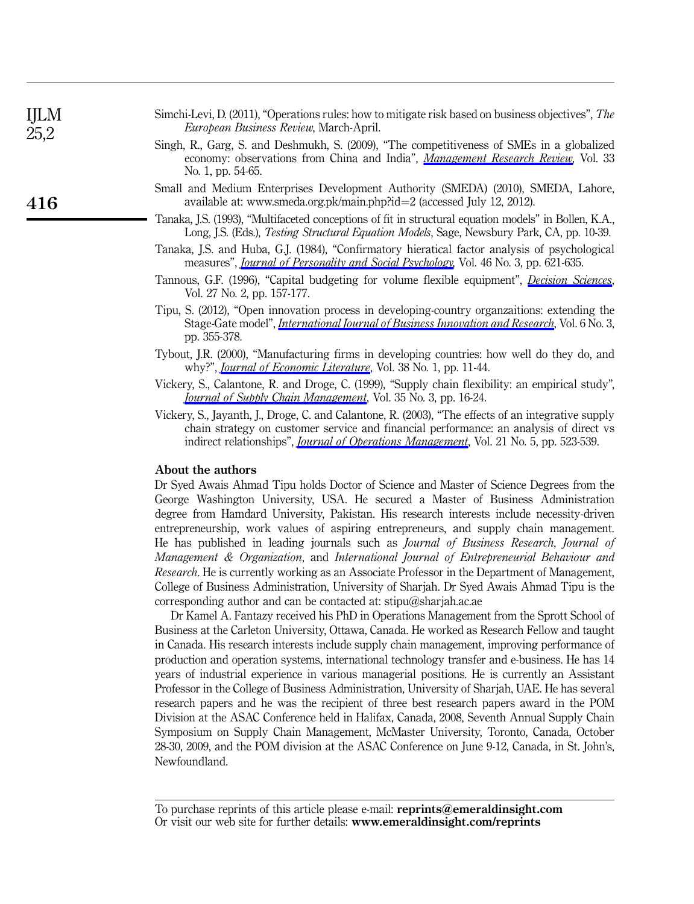Simchi-Levi, D. (2011), "Operations rules: how to mitigate risk based on business objectives", *The European Business Review*, March-April.

Singh, R., Garg, S. and Deshmukh, S. (2009), "The competitiveness of SMEs in a globalized economy: observations from China and India", *Management Research Review*, Vol. 33 No. 1, pp. 54-65.

Small and Medium Enterprises Development Authority (SMEDA) (2010), SMEDA, Lahore, available at: www.smeda.org.pk/main.php?id=2 (accessed July 12, 2012).

Tanaka, J.S. (1993), "Multifaceted conceptions of fit in structural equation models" in Bollen, K.A., Long, J.S. (Eds.), *Testing Structural Equation Models*, Sage, Newsbury Park, CA, pp. 10-39.

Tanaka, J.S. and Huba, G.J. (1984), "Confirmatory hieratical factor analysis of psychological measures", *Journal of Personality and Social Psychology*, Vol. 46 No. 3, pp. 621-635.

Tannous, G.F. (1996), "Capital budgeting for volume flexible equipment", *Decision Sciences*, Vol. 27 No. 2, pp. 157-177.

Tipu, S. (2012), "Open innovation process in developing-country organzaitions: extending the Stage-Gate model", *International Journal of Business Innovation and Research*, Vol. 6 No. 3, pp. 355-378.

Tybout, J.R. (2000), "Manufacturing firms in developing countries: how well do they do, and why?", *Journal of Economic Literature*, Vol. 38 No. 1, pp. 11-44.

Vickery, S., Calantone, R. and Droge, C. (1999), "Supply chain flexibility: an empirical study", *Journal of Supply Chain Management*, Vol. 35 No. 3, pp. 16-24.

Vickery, S., Jayanth, J., Droge, C. and Calantone, R. (2003), "The effects of an integrative supply chain strategy on customer service and financial performance: an analysis of direct vs indirect relationships", *Journal of Operations Management*, Vol. 21 No. 5, pp. 523-539.

### About the authors

Dr Syed Awais Ahmad Tipu holds Doctor of Science and Master of Science Degrees from the George Washington University, USA. He secured a Master of Business Administration degree from Hamdard University, Pakistan. His research interests include necessity-driven entrepreneurship, work values of aspiring entrepreneurs, and supply chain management. He has published in leading journals such as *Journal of Business Research*, *Journal of Management & Organization*, and *International Journal of Entrepreneurial Behaviour and Research*. He is currently working as an Associate Professor in the Department of Management, College of Business Administration, University of Sharjah. Dr Syed Awais Ahmad Tipu is the corresponding author and can be contacted at: stipu@sharjah.ac.ae

Dr Kamel A. Fantazy received his PhD in Operations Management from the Sprott School of Business at the Carleton University, Ottawa, Canada. He worked as Research Fellow and taught in Canada. His research interests include supply chain management, improving performance of production and operation systems, international technology transfer and e-business. He has 14 years of industrial experience in various managerial positions. He is currently an Assistant Professor in the College of Business Administration, University of Sharjah, UAE. He has several research papers and he was the recipient of three best research papers award in the POM Division at the ASAC Conference held in Halifax, Canada, 2008, Seventh Annual Supply Chain Symposium on Supply Chain Management, McMaster University, Toronto, Canada, October 28-30, 2009, and the POM division at the ASAC Conference on June 9-12, Canada, in St. John's, Newfoundland.

To purchase reprints of this article please e-mail: **reprints@emeraldinsight.com**
Or visit our web site for further details: **www.emeraldinsight.com/reprints**